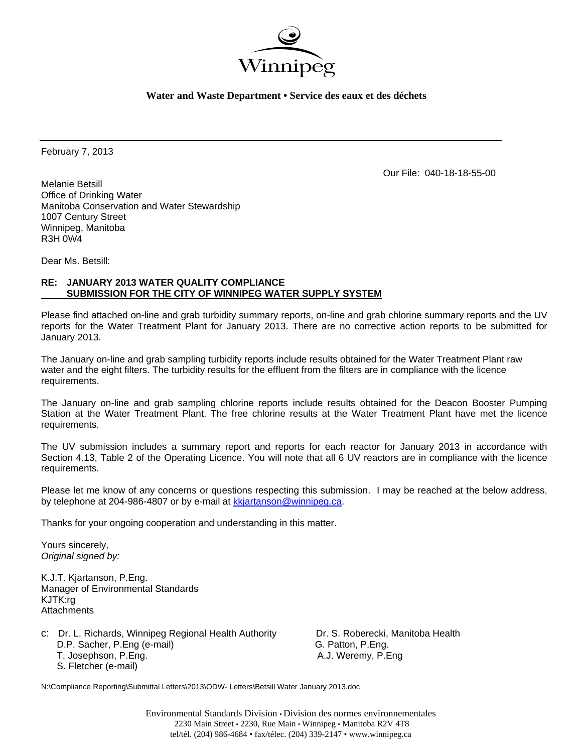Winnipeg

**Water and Waste Department • Service des eaux et des déchets**

---

February 7, 2013

Our File: 040-18-18-55-00

Melanie Betsill
Office of Drinking Water
Manitoba Conservation and Water Stewardship
1007 Century Street
Winnipeg, Manitoba
R3H 0W4

Dear Ms. Betsill:

**RE: JANUARY 2013 WATER QUALITY COMPLIANCE SUBMISSION FOR THE CITY OF WINNIPEG WATER SUPPLY SYSTEM**

Please find attached on-line and grab turbidity summary reports, on-line and grab chlorine summary reports and the UV reports for the Water Treatment Plant for January 2013. There are no corrective action reports to be submitted for January 2013.

The January on-line and grab sampling turbidity reports include results obtained for the Water Treatment Plant raw water and the eight filters. The turbidity results for the effluent from the filters are in compliance with the licence requirements.

The January on-line and grab sampling chlorine reports include results obtained for the Deacon Booster Pumping Station at the Water Treatment Plant. The free chlorine results at the Water Treatment Plant have met the licence requirements.

The UV submission includes a summary report and reports for each reactor for January 2013 in accordance with Section 4.13, Table 2 of the Operating Licence. You will note that all 6 UV reactors are in compliance with the licence requirements.

Please let me know of any concerns or questions respecting this submission. I may be reached at the below address, by telephone at 204-986-4807 or by e-mail at kkjartanson@winnipeg.ca.

Thanks for your ongoing cooperation and understanding in this matter.

Yours sincerely,
*Original signed by:*

K.J.T. Kjartanson, P.Eng.
Manager of Environmental Standards
KJTK:rg
Attachments

c: Dr. L. Richards, Winnipeg Regional Health Authority
D.P. Sacher, P.Eng (e-mail)
T. Josephson, P.Eng.
S. Fletcher (e-mail)
Dr. S. Roberecki, Manitoba Health
G. Patton, P.Eng.
A.J. Weremy, P.Eng

N:\Compliance Reporting\Submittal Letters\2013\ODW- Letters\Betsill Water January 2013.doc

Environmental Standards Division • Division des normes environnementales
2230 Main Street • 2230, Rue Main • Winnipeg • Manitoba R2V 4T8
tel/tél. (204) 986-4684 • fax/télec. (204) 339-2147 • www.winnipeg.ca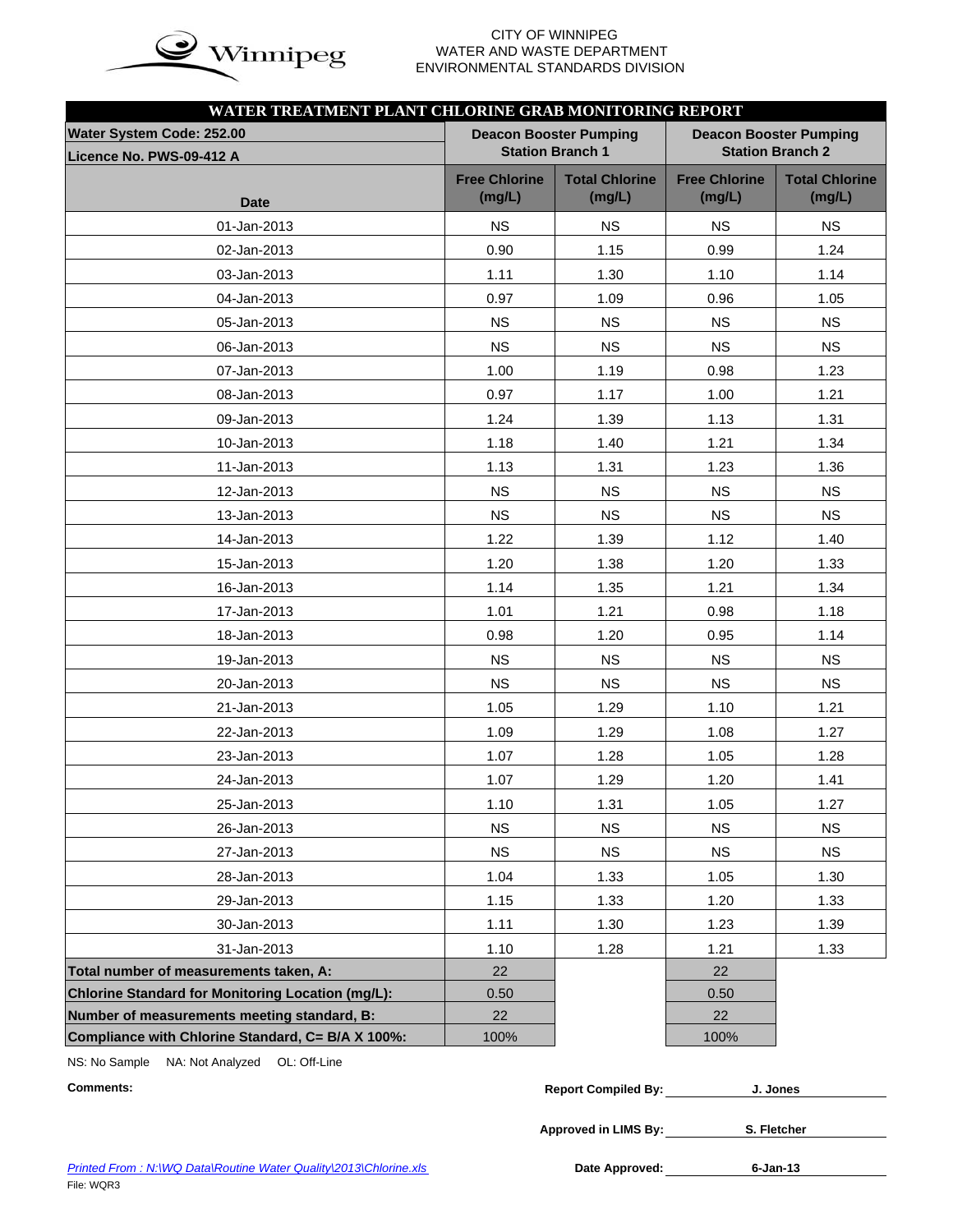CITY OF WINNIPEG
WATER AND WASTE DEPARTMENT
ENVIRONMENTAL STANDARDS DIVISION

## WATER TREATMENT PLANT CHLORINE GRAB MONITORING REPORT

| Water System Code: 252.00<br>Licence No. PWS-09-412 A | Deacon Booster Pumping Station Branch 1 | | Deacon Booster Pumping Station Branch 2 | |
|---|---|---|---|---|
| Date | Free Chlorine (mg/L) | Total Chlorine (mg/L) | Free Chlorine (mg/L) | Total Chlorine (mg/L) |
| 01-Jan-2013 | NS | NS | NS | NS |
| 02-Jan-2013 | 0.90 | 1.15 | 0.99 | 1.24 |
| 03-Jan-2013 | 1.11 | 1.30 | 1.10 | 1.14 |
| 04-Jan-2013 | 0.97 | 1.09 | 0.96 | 1.05 |
| 05-Jan-2013 | NS | NS | NS | NS |
| 06-Jan-2013 | NS | NS | NS | NS |
| 07-Jan-2013 | 1.00 | 1.19 | 0.98 | 1.23 |
| 08-Jan-2013 | 0.97 | 1.17 | 1.00 | 1.21 |
| 09-Jan-2013 | 1.24 | 1.39 | 1.13 | 1.31 |
| 10-Jan-2013 | 1.18 | 1.40 | 1.21 | 1.34 |
| 11-Jan-2013 | 1.13 | 1.31 | 1.23 | 1.36 |
| 12-Jan-2013 | NS | NS | NS | NS |
| 13-Jan-2013 | NS | NS | NS | NS |
| 14-Jan-2013 | 1.22 | 1.39 | 1.12 | 1.40 |
| 15-Jan-2013 | 1.20 | 1.38 | 1.20 | 1.33 |
| 16-Jan-2013 | 1.14 | 1.35 | 1.21 | 1.34 |
| 17-Jan-2013 | 1.01 | 1.21 | 0.98 | 1.18 |
| 18-Jan-2013 | 0.98 | 1.20 | 0.95 | 1.14 |
| 19-Jan-2013 | NS | NS | NS | NS |
| 20-Jan-2013 | NS | NS | NS | NS |
| 21-Jan-2013 | 1.05 | 1.29 | 1.10 | 1.21 |
| 22-Jan-2013 | 1.09 | 1.29 | 1.08 | 1.27 |
| 23-Jan-2013 | 1.07 | 1.28 | 1.05 | 1.28 |
| 24-Jan-2013 | 1.07 | 1.29 | 1.20 | 1.41 |
| 25-Jan-2013 | 1.10 | 1.31 | 1.05 | 1.27 |
| 26-Jan-2013 | NS | NS | NS | NS |
| 27-Jan-2013 | NS | NS | NS | NS |
| 28-Jan-2013 | 1.04 | 1.33 | 1.05 | 1.30 |
| 29-Jan-2013 | 1.15 | 1.33 | 1.20 | 1.33 |
| 30-Jan-2013 | 1.11 | 1.30 | 1.23 | 1.39 |
| 31-Jan-2013 | 1.10 | 1.28 | 1.21 | 1.33 |
| **Total number of measurements taken, A:** | 22 | | 22 | |
| **Chlorine Standard for Monitoring Location (mg/L):** | 0.50 | | 0.50 | |
| **Number of measurements meeting standard, B:** | 22 | | 22 | |
| **Compliance with Chlorine Standard, C= B/A X 100%:** | 100% | | 100% | |

NS: No Sample NA: Not Analyzed OL: Off-Line

**Comments:**

**Report Compiled By:** J. Jones

**Approved in LIMS By:** S. Fletcher

**Date Approved:** 6-Jan-13

*Printed From : N:\WQ Data\Routine Water Quality\2013\Chlorine.xls*

File: WQR3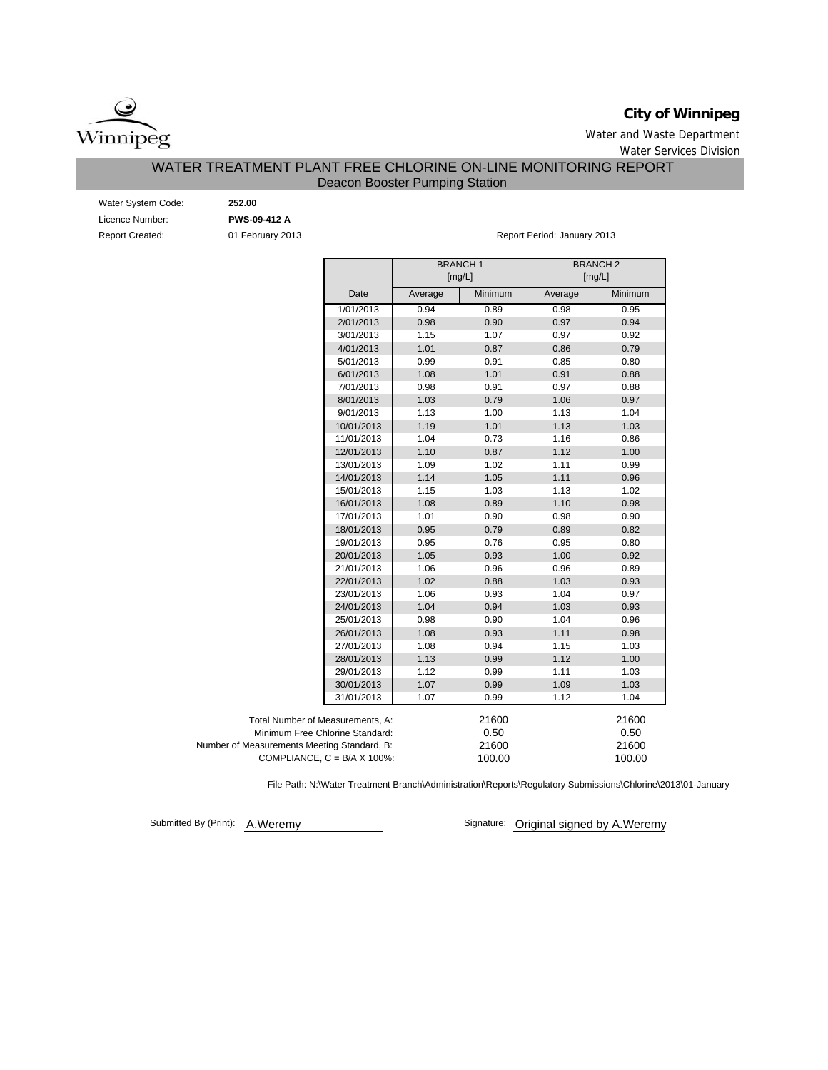**City of Winnipeg**

Water and Waste Department

Water Services Division

# WATER TREATMENT PLANT FREE CHLORINE ON-LINE MONITORING REPORT

## Deacon Booster Pumping Station

Water System Code: **252.00**

Licence Number: **PWS-09-412 A**

Report Created: 01 February 2013

Report Period: January 2013

| | BRANCH 1 [mg/L] | | BRANCH 2 [mg/L] | |
|---|---|---|---|---|
| Date | Average | Minimum | Average | Minimum |
| 1/01/2013 | 0.94 | 0.89 | 0.98 | 0.95 |
| 2/01/2013 | 0.98 | 0.90 | 0.97 | 0.94 |
| 3/01/2013 | 1.15 | 1.07 | 0.97 | 0.92 |
| 4/01/2013 | 1.01 | 0.87 | 0.86 | 0.79 |
| 5/01/2013 | 0.99 | 0.91 | 0.85 | 0.80 |
| 6/01/2013 | 1.08 | 1.01 | 0.91 | 0.88 |
| 7/01/2013 | 0.98 | 0.91 | 0.97 | 0.88 |
| 8/01/2013 | 1.03 | 0.79 | 1.06 | 0.97 |
| 9/01/2013 | 1.13 | 1.00 | 1.13 | 1.04 |
| 10/01/2013 | 1.19 | 1.01 | 1.13 | 1.03 |
| 11/01/2013 | 1.04 | 0.73 | 1.16 | 0.86 |
| 12/01/2013 | 1.10 | 0.87 | 1.12 | 1.00 |
| 13/01/2013 | 1.09 | 1.02 | 1.11 | 0.99 |
| 14/01/2013 | 1.14 | 1.05 | 1.11 | 0.96 |
| 15/01/2013 | 1.15 | 1.03 | 1.13 | 1.02 |
| 16/01/2013 | 1.08 | 0.89 | 1.10 | 0.98 |
| 17/01/2013 | 1.01 | 0.90 | 0.98 | 0.90 |
| 18/01/2013 | 0.95 | 0.79 | 0.89 | 0.82 |
| 19/01/2013 | 0.95 | 0.76 | 0.95 | 0.80 |
| 20/01/2013 | 1.05 | 0.93 | 1.00 | 0.92 |
| 21/01/2013 | 1.06 | 0.96 | 0.96 | 0.89 |
| 22/01/2013 | 1.02 | 0.88 | 1.03 | 0.93 |
| 23/01/2013 | 1.06 | 0.93 | 1.04 | 0.97 |
| 24/01/2013 | 1.04 | 0.94 | 1.03 | 0.93 |
| 25/01/2013 | 0.98 | 0.90 | 1.04 | 0.96 |
| 26/01/2013 | 1.08 | 0.93 | 1.11 | 0.98 |
| 27/01/2013 | 1.08 | 0.94 | 1.15 | 1.03 |
| 28/01/2013 | 1.13 | 0.99 | 1.12 | 1.00 |
| 29/01/2013 | 1.12 | 0.99 | 1.11 | 1.03 |
| 30/01/2013 | 1.07 | 0.99 | 1.09 | 1.03 |
| 31/01/2013 | 1.07 | 0.99 | 1.12 | 1.04 |

| | Branch 1 | Branch 2 |
|---|---|---|
| Total Number of Measurements, A: | 21600 | 21600 |
| Minimum Free Chlorine Standard: | 0.50 | 0.50 |
| Number of Measurements Meeting Standard, B: | 21600 | 21600 |
| COMPLIANCE, C = B/A X 100%: | 100.00 | 100.00 |

File Path: N:\Water Treatment Branch\Administration\Reports\Regulatory Submissions\Chlorine\2013\01-January

Submitted By (Print): A.Weremy

Signature: Original signed by A.Weremy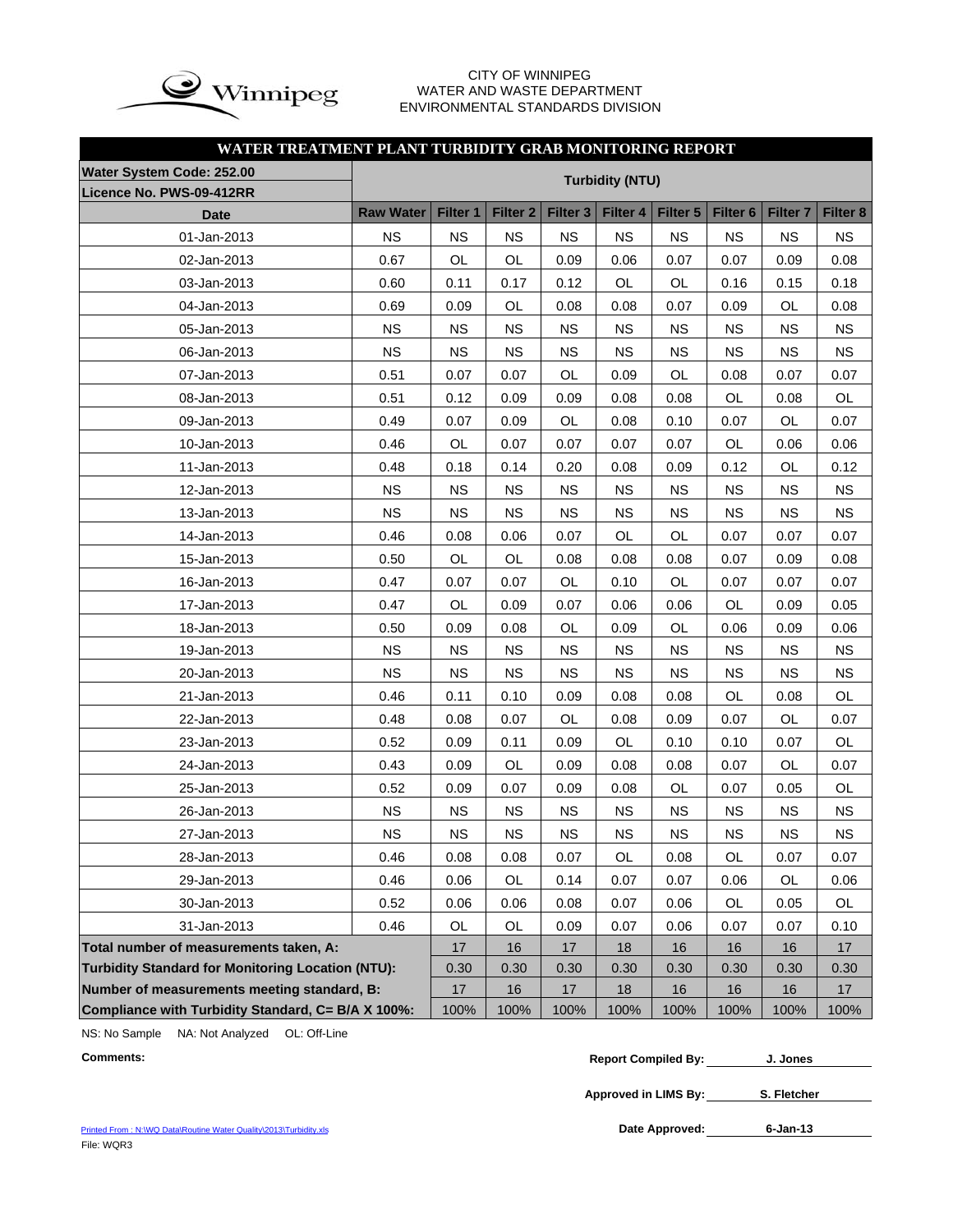CITY OF WINNIPEG
WATER AND WASTE DEPARTMENT
ENVIRONMENTAL STANDARDS DIVISION

## WATER TREATMENT PLANT TURBIDITY GRAB MONITORING REPORT

| Water System Code: 252.00<br>Licence No. PWS-09-412RR | Turbidity (NTU) | | | | | | | | |
|---|---|---|---|---|---|---|---|---|---|
| **Date** | **Raw Water** | **Filter 1** | **Filter 2** | **Filter 3** | **Filter 4** | **Filter 5** | **Filter 6** | **Filter 7** | **Filter 8** |
| 01-Jan-2013 | NS | NS | NS | NS | NS | NS | NS | NS | NS |
| 02-Jan-2013 | 0.67 | OL | OL | 0.09 | 0.06 | 0.07 | 0.07 | 0.09 | 0.08 |
| 03-Jan-2013 | 0.60 | 0.11 | 0.17 | 0.12 | OL | OL | 0.16 | 0.15 | 0.18 |
| 04-Jan-2013 | 0.69 | 0.09 | OL | 0.08 | 0.08 | 0.07 | 0.09 | OL | 0.08 |
| 05-Jan-2013 | NS | NS | NS | NS | NS | NS | NS | NS | NS |
| 06-Jan-2013 | NS | NS | NS | NS | NS | NS | NS | NS | NS |
| 07-Jan-2013 | 0.51 | 0.07 | 0.07 | OL | 0.09 | OL | 0.08 | 0.07 | 0.07 |
| 08-Jan-2013 | 0.51 | 0.12 | 0.09 | 0.09 | 0.08 | 0.08 | OL | 0.08 | OL |
| 09-Jan-2013 | 0.49 | 0.07 | 0.09 | OL | 0.08 | 0.10 | 0.07 | OL | 0.07 |
| 10-Jan-2013 | 0.46 | OL | 0.07 | 0.07 | 0.07 | 0.07 | OL | 0.06 | 0.06 |
| 11-Jan-2013 | 0.48 | 0.18 | 0.14 | 0.20 | 0.08 | 0.09 | 0.12 | OL | 0.12 |
| 12-Jan-2013 | NS | NS | NS | NS | NS | NS | NS | NS | NS |
| 13-Jan-2013 | NS | NS | NS | NS | NS | NS | NS | NS | NS |
| 14-Jan-2013 | 0.46 | 0.08 | 0.06 | 0.07 | OL | OL | 0.07 | 0.07 | 0.07 |
| 15-Jan-2013 | 0.50 | OL | OL | 0.08 | 0.08 | 0.08 | 0.07 | 0.09 | 0.08 |
| 16-Jan-2013 | 0.47 | 0.07 | 0.07 | OL | 0.10 | OL | 0.07 | 0.07 | 0.07 |
| 17-Jan-2013 | 0.47 | OL | 0.09 | 0.07 | 0.06 | 0.06 | OL | 0.09 | 0.05 |
| 18-Jan-2013 | 0.50 | 0.09 | 0.08 | OL | 0.09 | OL | 0.06 | 0.09 | 0.06 |
| 19-Jan-2013 | NS | NS | NS | NS | NS | NS | NS | NS | NS |
| 20-Jan-2013 | NS | NS | NS | NS | NS | NS | NS | NS | NS |
| 21-Jan-2013 | 0.46 | 0.11 | 0.10 | 0.09 | 0.08 | 0.08 | OL | 0.08 | OL |
| 22-Jan-2013 | 0.48 | 0.08 | 0.07 | OL | 0.08 | 0.09 | 0.07 | OL | 0.07 |
| 23-Jan-2013 | 0.52 | 0.09 | 0.11 | 0.09 | OL | 0.10 | 0.10 | 0.07 | OL |
| 24-Jan-2013 | 0.43 | 0.09 | OL | 0.09 | 0.08 | 0.08 | 0.07 | OL | 0.07 |
| 25-Jan-2013 | 0.52 | 0.09 | 0.07 | 0.09 | 0.08 | OL | 0.07 | 0.05 | OL |
| 26-Jan-2013 | NS | NS | NS | NS | NS | NS | NS | NS | NS |
| 27-Jan-2013 | NS | NS | NS | NS | NS | NS | NS | NS | NS |
| 28-Jan-2013 | 0.46 | 0.08 | 0.08 | 0.07 | OL | 0.08 | OL | 0.07 | 0.07 |
| 29-Jan-2013 | 0.46 | 0.06 | OL | 0.14 | 0.07 | 0.07 | 0.06 | OL | 0.06 |
| 30-Jan-2013 | 0.52 | 0.06 | 0.06 | 0.08 | 0.07 | 0.06 | OL | 0.05 | OL |
| 31-Jan-2013 | 0.46 | OL | OL | 0.09 | 0.07 | 0.06 | 0.07 | 0.07 | 0.10 |
| **Total number of measurements taken, A:** | | 17 | 16 | 17 | 18 | 16 | 16 | 16 | 17 |
| **Turbidity Standard for Monitoring Location (NTU):** | | 0.30 | 0.30 | 0.30 | 0.30 | 0.30 | 0.30 | 0.30 | 0.30 |
| **Number of measurements meeting standard, B:** | | 17 | 16 | 17 | 18 | 16 | 16 | 16 | 17 |
| **Compliance with Turbidity Standard, C= B/A X 100%:** | | 100% | 100% | 100% | 100% | 100% | 100% | 100% | 100% |

NS: No Sample NA: Not Analyzed OL: Off-Line

**Comments:**

**Report Compiled By:** J. Jones

**Approved in LIMS By:** S. Fletcher

**Date Approved:** 6-Jan-13

Printed From : N:\WQ Data\Routine Water Quality\2013\Turbidity.xls
File: WQR3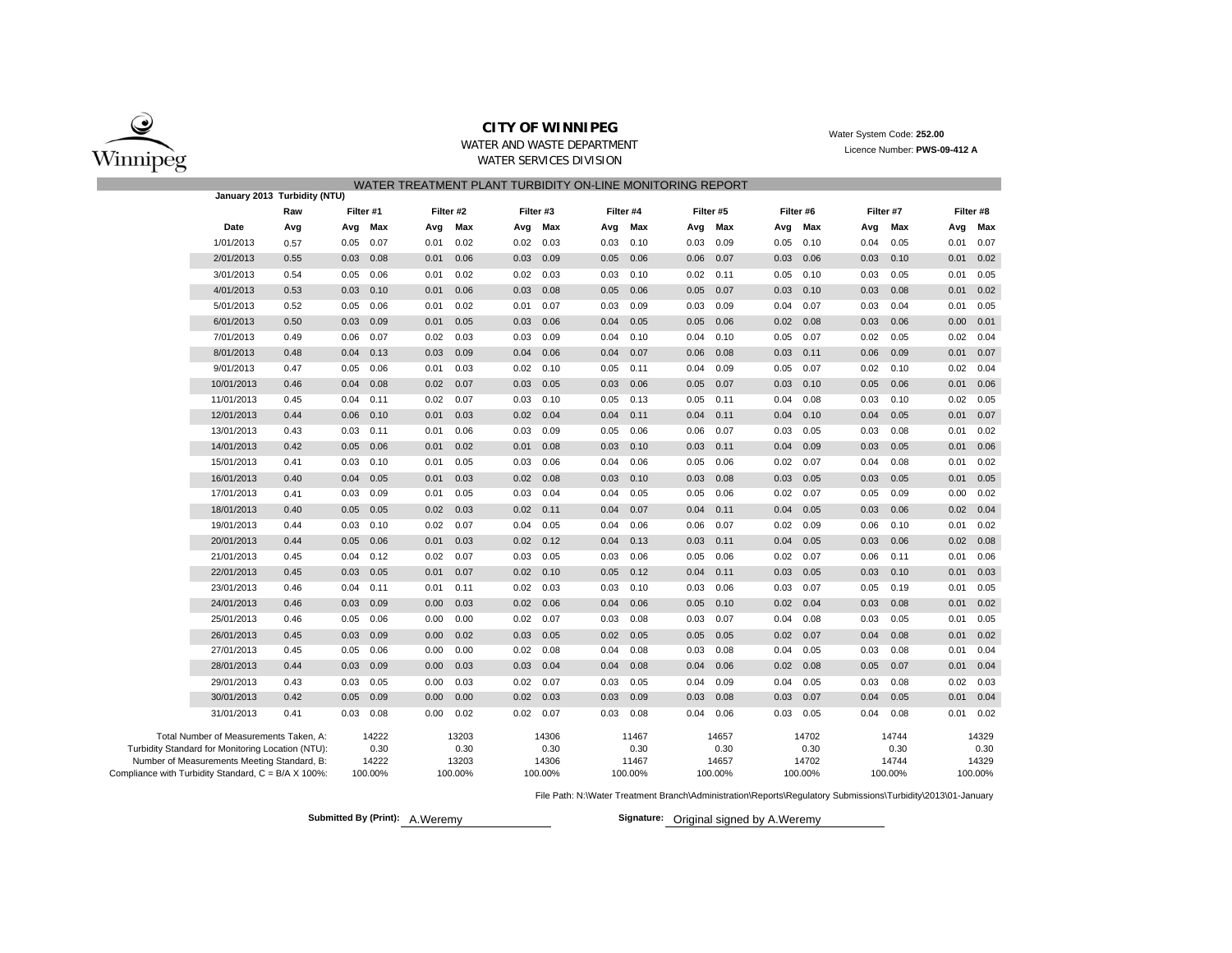# CITY OF WINNIPEG

WATER AND WASTE DEPARTMENT

WATER SERVICES DIVISION

Water System Code: **252.00**

Licence Number: **PWS-09-412 A**

## WATER TREATMENT PLANT TURBIDITY ON-LINE MONITORING REPORT

**January 2013 Turbidity (NTU)**

| | Raw | Filter #1 | | Filter #2 | | Filter #3 | | Filter #4 | | Filter #5 | | Filter #6 | | Filter #7 | | Filter #8 | |
|---|---|---|---|---|---|---|---|---|---|---|---|---|---|---|---|---|---|
| **Date** | **Avg** | **Avg** | **Max** | **Avg** | **Max** | **Avg** | **Max** | **Avg** | **Max** | **Avg** | **Max** | **Avg** | **Max** | **Avg** | **Max** | **Avg** | **Max** |
| 1/01/2013 | 0.57 | 0.05 | 0.07 | 0.01 | 0.02 | 0.02 | 0.03 | 0.03 | 0.10 | 0.03 | 0.09 | 0.05 | 0.10 | 0.04 | 0.05 | 0.01 | 0.07 |
| 2/01/2013 | 0.55 | 0.03 | 0.08 | 0.01 | 0.06 | 0.03 | 0.09 | 0.05 | 0.06 | 0.06 | 0.07 | 0.03 | 0.06 | 0.03 | 0.10 | 0.01 | 0.02 |
| 3/01/2013 | 0.54 | 0.05 | 0.06 | 0.01 | 0.02 | 0.02 | 0.03 | 0.03 | 0.10 | 0.02 | 0.11 | 0.05 | 0.10 | 0.03 | 0.05 | 0.01 | 0.05 |
| 4/01/2013 | 0.53 | 0.03 | 0.10 | 0.01 | 0.06 | 0.03 | 0.08 | 0.05 | 0.06 | 0.05 | 0.07 | 0.03 | 0.10 | 0.03 | 0.08 | 0.01 | 0.02 |
| 5/01/2013 | 0.52 | 0.05 | 0.06 | 0.01 | 0.02 | 0.01 | 0.07 | 0.03 | 0.09 | 0.03 | 0.09 | 0.04 | 0.07 | 0.03 | 0.04 | 0.01 | 0.05 |
| 6/01/2013 | 0.50 | 0.03 | 0.09 | 0.01 | 0.05 | 0.03 | 0.06 | 0.04 | 0.05 | 0.05 | 0.06 | 0.02 | 0.08 | 0.03 | 0.06 | 0.00 | 0.01 |
| 7/01/2013 | 0.49 | 0.06 | 0.07 | 0.02 | 0.03 | 0.03 | 0.09 | 0.04 | 0.10 | 0.04 | 0.10 | 0.05 | 0.07 | 0.02 | 0.05 | 0.02 | 0.04 |
| 8/01/2013 | 0.48 | 0.04 | 0.13 | 0.03 | 0.09 | 0.04 | 0.06 | 0.04 | 0.07 | 0.06 | 0.08 | 0.03 | 0.11 | 0.06 | 0.09 | 0.01 | 0.07 |
| 9/01/2013 | 0.47 | 0.05 | 0.06 | 0.01 | 0.03 | 0.02 | 0.10 | 0.05 | 0.11 | 0.04 | 0.09 | 0.05 | 0.07 | 0.02 | 0.10 | 0.02 | 0.04 |
| 10/01/2013 | 0.46 | 0.04 | 0.08 | 0.02 | 0.07 | 0.03 | 0.05 | 0.03 | 0.06 | 0.05 | 0.07 | 0.03 | 0.10 | 0.05 | 0.06 | 0.01 | 0.06 |
| 11/01/2013 | 0.45 | 0.04 | 0.11 | 0.02 | 0.07 | 0.03 | 0.10 | 0.05 | 0.13 | 0.05 | 0.11 | 0.04 | 0.08 | 0.03 | 0.10 | 0.02 | 0.05 |
| 12/01/2013 | 0.44 | 0.06 | 0.10 | 0.01 | 0.03 | 0.02 | 0.04 | 0.04 | 0.11 | 0.04 | 0.11 | 0.04 | 0.10 | 0.04 | 0.05 | 0.01 | 0.07 |
| 13/01/2013 | 0.43 | 0.03 | 0.11 | 0.01 | 0.06 | 0.03 | 0.09 | 0.05 | 0.06 | 0.06 | 0.07 | 0.03 | 0.05 | 0.03 | 0.08 | 0.01 | 0.02 |
| 14/01/2013 | 0.42 | 0.05 | 0.06 | 0.01 | 0.02 | 0.01 | 0.08 | 0.03 | 0.10 | 0.03 | 0.11 | 0.04 | 0.09 | 0.03 | 0.05 | 0.01 | 0.06 |
| 15/01/2013 | 0.41 | 0.03 | 0.10 | 0.01 | 0.05 | 0.03 | 0.06 | 0.04 | 0.06 | 0.05 | 0.06 | 0.02 | 0.07 | 0.04 | 0.08 | 0.01 | 0.02 |
| 16/01/2013 | 0.40 | 0.04 | 0.05 | 0.01 | 0.03 | 0.02 | 0.08 | 0.03 | 0.10 | 0.03 | 0.08 | 0.03 | 0.05 | 0.03 | 0.05 | 0.01 | 0.05 |
| 17/01/2013 | 0.41 | 0.03 | 0.09 | 0.01 | 0.05 | 0.03 | 0.04 | 0.04 | 0.05 | 0.05 | 0.06 | 0.02 | 0.07 | 0.05 | 0.09 | 0.00 | 0.02 |
| 18/01/2013 | 0.40 | 0.05 | 0.05 | 0.02 | 0.03 | 0.02 | 0.11 | 0.04 | 0.07 | 0.04 | 0.11 | 0.04 | 0.05 | 0.03 | 0.06 | 0.02 | 0.04 |
| 19/01/2013 | 0.44 | 0.03 | 0.10 | 0.02 | 0.07 | 0.04 | 0.05 | 0.04 | 0.06 | 0.06 | 0.07 | 0.02 | 0.09 | 0.06 | 0.10 | 0.01 | 0.02 |
| 20/01/2013 | 0.44 | 0.05 | 0.06 | 0.01 | 0.03 | 0.02 | 0.12 | 0.04 | 0.13 | 0.03 | 0.11 | 0.04 | 0.05 | 0.03 | 0.06 | 0.02 | 0.08 |
| 21/01/2013 | 0.45 | 0.04 | 0.12 | 0.02 | 0.07 | 0.03 | 0.05 | 0.03 | 0.06 | 0.05 | 0.06 | 0.02 | 0.07 | 0.06 | 0.11 | 0.01 | 0.06 |
| 22/01/2013 | 0.45 | 0.03 | 0.05 | 0.01 | 0.07 | 0.02 | 0.10 | 0.05 | 0.12 | 0.04 | 0.11 | 0.03 | 0.05 | 0.03 | 0.10 | 0.01 | 0.03 |
| 23/01/2013 | 0.46 | 0.04 | 0.11 | 0.01 | 0.11 | 0.02 | 0.03 | 0.03 | 0.10 | 0.03 | 0.06 | 0.03 | 0.07 | 0.05 | 0.19 | 0.01 | 0.05 |
| 24/01/2013 | 0.46 | 0.03 | 0.09 | 0.00 | 0.03 | 0.02 | 0.06 | 0.04 | 0.06 | 0.05 | 0.10 | 0.02 | 0.04 | 0.03 | 0.08 | 0.01 | 0.02 |
| 25/01/2013 | 0.46 | 0.05 | 0.06 | 0.00 | 0.00 | 0.02 | 0.07 | 0.03 | 0.08 | 0.03 | 0.07 | 0.04 | 0.08 | 0.03 | 0.05 | 0.01 | 0.05 |
| 26/01/2013 | 0.45 | 0.03 | 0.09 | 0.00 | 0.02 | 0.03 | 0.05 | 0.02 | 0.05 | 0.05 | 0.05 | 0.02 | 0.07 | 0.04 | 0.08 | 0.01 | 0.02 |
| 27/01/2013 | 0.45 | 0.05 | 0.06 | 0.00 | 0.00 | 0.02 | 0.08 | 0.04 | 0.08 | 0.03 | 0.08 | 0.04 | 0.05 | 0.03 | 0.08 | 0.01 | 0.04 |
| 28/01/2013 | 0.44 | 0.03 | 0.09 | 0.00 | 0.03 | 0.03 | 0.04 | 0.04 | 0.08 | 0.04 | 0.06 | 0.02 | 0.08 | 0.05 | 0.07 | 0.01 | 0.04 |
| 29/01/2013 | 0.43 | 0.03 | 0.05 | 0.00 | 0.03 | 0.02 | 0.07 | 0.03 | 0.05 | 0.04 | 0.09 | 0.04 | 0.05 | 0.03 | 0.08 | 0.02 | 0.03 |
| 30/01/2013 | 0.42 | 0.05 | 0.09 | 0.00 | 0.00 | 0.02 | 0.03 | 0.03 | 0.09 | 0.03 | 0.08 | 0.03 | 0.07 | 0.04 | 0.05 | 0.01 | 0.04 |
| 31/01/2013 | 0.41 | 0.03 | 0.08 | 0.00 | 0.02 | 0.02 | 0.07 | 0.03 | 0.08 | 0.04 | 0.06 | 0.03 | 0.05 | 0.04 | 0.08 | 0.01 | 0.02 |
| Total Number of Measurements Taken, A: | | 14222 | | 13203 | | 14306 | | 11467 | | 14657 | | 14702 | | 14744 | | 14329 | |
| Turbidity Standard for Monitoring Location (NTU): | | 0.30 | | 0.30 | | 0.30 | | 0.30 | | 0.30 | | 0.30 | | 0.30 | | 0.30 | |
| Number of Measurements Meeting Standard, B: | | 14222 | | 13203 | | 14306 | | 11467 | | 14657 | | 14702 | | 14744 | | 14329 | |
| Compliance with Turbidity Standard, C = B/A X 100%: | | 100.00% | | 100.00% | | 100.00% | | 100.00% | | 100.00% | | 100.00% | | 100.00% | | 100.00% | |

File Path: N:\Water Treatment Branch\Administration\Reports\Regulatory Submissions\Turbidity\2013\01-January

**Submitted By (Print):** A.Weremy

**Signature:** Original signed by A.Weremy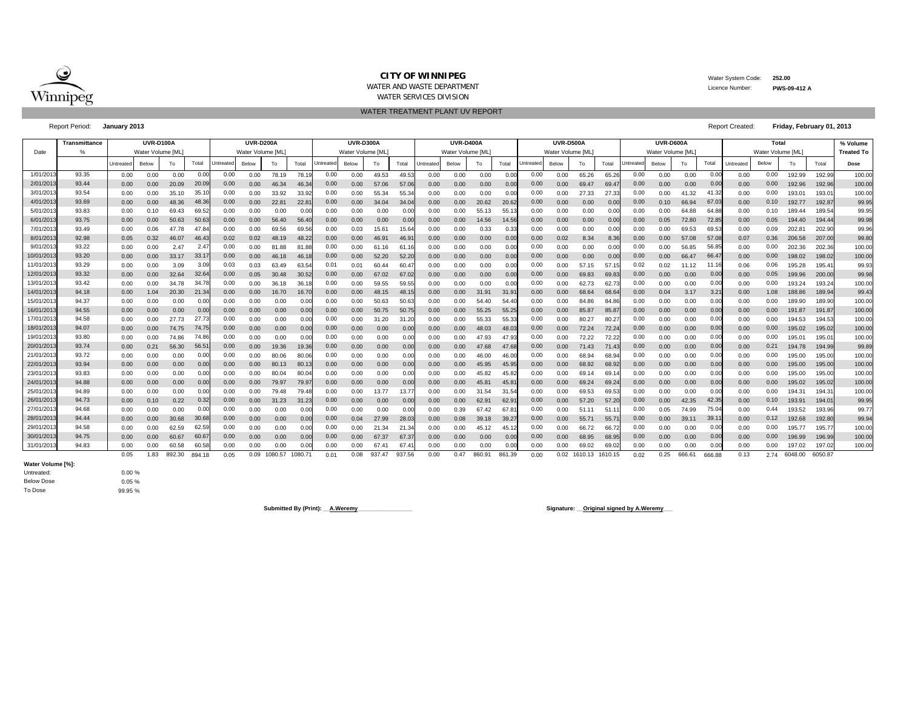# CITY OF WINNIPEG

WATER AND WASTE DEPARTMENT

WATER SERVICES DIVISION

Water System Code: **252.00**

Licence Number: **PWS-09-412 A**

## WATER TREATMENT PLANT UV REPORT

Report Period: **January 2013**

Report Created: **Friday, February 01, 2013**

| Date | Transmittance % | UVR-D100A Water Volume [ML] | | | | UVR-D200A Water Volume [ML] | | | | UVR-D300A Water Volume [ML] | | | | UVR-D400A Water Volume [ML] | | | | UVR-D500A Water Volume [ML] | | | | UVR-D600A Water Volume [ML] | | | | Total Water Volume [ML] | | | | % Volume Treated To Dose |
|---|---|---|---|---|---|---|---|---|---|---|---|---|---|---|---|---|---|---|---|---|---|---|---|---|---|---|---|---|---|---|
| | | Untreated | Below | To | Total | Untreated | Below | To | Total | Untreated | Below | To | Total | Untreated | Below | To | Total | Untreated | Below | To | Total | Untreated | Below | To | Total | Untreated | Below | To | Total | |
| 1/01/2013 | 93.35 | 0.00 | 0.00 | 0.00 | 0.00 | 0.00 | 0.00 | 78.19 | 78.19 | 0.00 | 0.00 | 49.53 | 49.53 | 0.00 | 0.00 | 0.00 | 0.00 | 0.00 | 0.00 | 65.26 | 65.26 | 0.00 | 0.00 | 0.00 | 0.00 | 0.00 | 0.00 | 192.99 | 192.99 | 100.00 |
| 2/01/2013 | 93.44 | 0.00 | 0.00 | 20.09 | 20.09 | 0.00 | 0.00 | 46.34 | 46.34 | 0.00 | 0.00 | 57.06 | 57.06 | 0.00 | 0.00 | 0.00 | 0.00 | 0.00 | 0.00 | 69.47 | 69.47 | 0.00 | 0.00 | 0.00 | 0.00 | 0.00 | 0.00 | 192.96 | 192.96 | 100.00 |
| 3/01/2013 | 93.54 | 0.00 | 0.00 | 35.10 | 35.10 | 0.00 | 0.00 | 33.92 | 33.92 | 0.00 | 0.00 | 55.34 | 55.34 | 0.00 | 0.00 | 0.00 | 0.00 | 0.00 | 0.00 | 27.33 | 27.33 | 0.00 | 0.00 | 41.32 | 41.32 | 0.00 | 0.00 | 193.01 | 193.01 | 100.00 |
| 4/01/2013 | 93.69 | 0.00 | 0.00 | 48.36 | 48.36 | 0.00 | 0.00 | 22.81 | 22.81 | 0.00 | 0.00 | 34.04 | 34.04 | 0.00 | 0.00 | 20.62 | 20.62 | 0.00 | 0.00 | 0.00 | 0.00 | 0.00 | 0.10 | 66.94 | 67.03 | 0.00 | 0.10 | 192.77 | 192.87 | 99.95 |
| 5/01/2013 | 93.83 | 0.00 | 0.10 | 69.43 | 69.52 | 0.00 | 0.00 | 0.00 | 0.00 | 0.00 | 0.00 | 0.00 | 0.00 | 0.00 | 0.00 | 55.13 | 55.13 | 0.00 | 0.00 | 0.00 | 0.00 | 0.00 | 0.00 | 64.88 | 64.88 | 0.00 | 0.10 | 189.44 | 189.54 | 99.95 |
| 6/01/2013 | 93.75 | 0.00 | 0.00 | 50.63 | 50.63 | 0.00 | 0.00 | 56.40 | 56.40 | 0.00 | 0.00 | 0.00 | 0.00 | 0.00 | 0.00 | 14.56 | 14.56 | 0.00 | 0.00 | 0.00 | 0.00 | 0.00 | 0.05 | 72.80 | 72.85 | 0.00 | 0.05 | 194.40 | 194.44 | 99.98 |
| 7/01/2013 | 93.49 | 0.00 | 0.06 | 47.78 | 47.84 | 0.00 | 0.00 | 69.56 | 69.56 | 0.00 | 0.03 | 15.61 | 15.64 | 0.00 | 0.00 | 0.33 | 0.33 | 0.00 | 0.00 | 0.00 | 0.00 | 0.00 | 0.00 | 69.53 | 69.53 | 0.00 | 0.09 | 202.81 | 202.90 | 99.96 |
| 8/01/2013 | 92.98 | 0.05 | 0.32 | 46.07 | 46.43 | 0.02 | 0.02 | 48.19 | 48.22 | 0.00 | 0.00 | 46.91 | 46.91 | 0.00 | 0.00 | 0.00 | 0.00 | 0.00 | 0.02 | 8.34 | 8.36 | 0.00 | 0.00 | 57.08 | 57.08 | 0.07 | 0.36 | 206.58 | 207.00 | 99.80 |
| 9/01/2013 | 93.22 | 0.00 | 0.00 | 2.47 | 2.47 | 0.00 | 0.00 | 81.88 | 81.88 | 0.00 | 0.00 | 61.16 | 61.16 | 0.00 | 0.00 | 0.00 | 0.00 | 0.00 | 0.00 | 0.00 | 0.00 | 0.00 | 0.00 | 56.85 | 56.85 | 0.00 | 0.00 | 202.36 | 202.36 | 100.00 |
| 10/01/2013 | 93.20 | 0.00 | 0.00 | 33.17 | 33.17 | 0.00 | 0.00 | 46.18 | 46.18 | 0.00 | 0.00 | 52.20 | 52.20 | 0.00 | 0.00 | 0.00 | 0.00 | 0.00 | 0.00 | 0.00 | 0.00 | 0.00 | 0.00 | 66.47 | 66.47 | 0.00 | 0.00 | 198.02 | 198.02 | 100.00 |
| 11/01/2013 | 93.29 | 0.00 | 0.00 | 3.09 | 3.09 | 0.03 | 0.03 | 63.49 | 63.54 | 0.01 | 0.01 | 60.44 | 60.47 | 0.00 | 0.00 | 0.00 | 0.00 | 0.00 | 0.00 | 57.15 | 57.15 | 0.02 | 0.02 | 11.12 | 11.16 | 0.06 | 0.06 | 195.28 | 195.41 | 99.93 |
| 12/01/2013 | 93.32 | 0.00 | 0.00 | 32.64 | 32.64 | 0.00 | 0.05 | 30.48 | 30.52 | 0.00 | 0.00 | 67.02 | 67.02 | 0.00 | 0.00 | 0.00 | 0.00 | 0.00 | 0.00 | 69.83 | 69.83 | 0.00 | 0.00 | 0.00 | 0.00 | 0.00 | 0.05 | 199.96 | 200.00 | 99.98 |
| 13/01/2013 | 93.42 | 0.00 | 0.00 | 34.78 | 34.78 | 0.00 | 0.00 | 36.18 | 36.18 | 0.00 | 0.00 | 59.55 | 59.55 | 0.00 | 0.00 | 0.00 | 0.00 | 0.00 | 0.00 | 62.73 | 62.73 | 0.00 | 0.00 | 0.00 | 0.00 | 0.00 | 0.00 | 193.24 | 193.24 | 100.00 |
| 14/01/2013 | 94.18 | 0.00 | 1.04 | 20.30 | 21.34 | 0.00 | 0.00 | 16.70 | 16.70 | 0.00 | 0.00 | 48.15 | 48.15 | 0.00 | 0.00 | 31.91 | 31.91 | 0.00 | 0.00 | 68.64 | 68.64 | 0.00 | 0.04 | 3.17 | 3.21 | 0.00 | 1.08 | 188.86 | 189.94 | 99.43 |
| 15/01/2013 | 94.37 | 0.00 | 0.00 | 0.00 | 0.00 | 0.00 | 0.00 | 0.00 | 0.00 | 0.00 | 0.00 | 50.63 | 50.63 | 0.00 | 0.00 | 54.40 | 54.40 | 0.00 | 0.00 | 84.86 | 84.86 | 0.00 | 0.00 | 0.00 | 0.00 | 0.00 | 0.00 | 189.90 | 189.90 | 100.00 |
| 16/01/2013 | 94.55 | 0.00 | 0.00 | 0.00 | 0.00 | 0.00 | 0.00 | 0.00 | 0.00 | 0.00 | 0.00 | 50.75 | 50.75 | 0.00 | 0.00 | 55.25 | 55.25 | 0.00 | 0.00 | 85.87 | 85.87 | 0.00 | 0.00 | 0.00 | 0.00 | 0.00 | 0.00 | 191.87 | 191.87 | 100.00 |
| 17/01/2013 | 94.58 | 0.00 | 0.00 | 27.73 | 27.73 | 0.00 | 0.00 | 0.00 | 0.00 | 0.00 | 0.00 | 31.20 | 31.20 | 0.00 | 0.00 | 55.33 | 55.33 | 0.00 | 0.00 | 80.27 | 80.27 | 0.00 | 0.00 | 0.00 | 0.00 | 0.00 | 0.00 | 194.53 | 194.53 | 100.00 |
| 18/01/2013 | 94.07 | 0.00 | 0.00 | 74.75 | 74.75 | 0.00 | 0.00 | 0.00 | 0.00 | 0.00 | 0.00 | 0.00 | 0.00 | 0.00 | 0.00 | 48.03 | 48.03 | 0.00 | 0.00 | 72.24 | 72.24 | 0.00 | 0.00 | 0.00 | 0.00 | 0.00 | 0.00 | 195.02 | 195.02 | 100.00 |
| 19/01/2013 | 93.80 | 0.00 | 0.00 | 74.86 | 74.86 | 0.00 | 0.00 | 0.00 | 0.00 | 0.00 | 0.00 | 0.00 | 0.00 | 0.00 | 0.00 | 47.93 | 47.93 | 0.00 | 0.00 | 72.22 | 72.22 | 0.00 | 0.00 | 0.00 | 0.00 | 0.00 | 0.00 | 195.01 | 195.01 | 100.00 |
| 20/01/2013 | 93.74 | 0.00 | 0.21 | 56.30 | 56.51 | 0.00 | 0.00 | 19.36 | 19.36 | 0.00 | 0.00 | 0.00 | 0.00 | 0.00 | 0.00 | 47.68 | 47.68 | 0.00 | 0.00 | 71.43 | 71.43 | 0.00 | 0.00 | 0.00 | 0.00 | 0.00 | 0.21 | 194.78 | 194.99 | 99.89 |
| 21/01/2013 | 93.72 | 0.00 | 0.00 | 0.00 | 0.00 | 0.00 | 0.00 | 80.06 | 80.06 | 0.00 | 0.00 | 0.00 | 0.00 | 0.00 | 0.00 | 46.00 | 46.00 | 0.00 | 0.00 | 68.94 | 68.94 | 0.00 | 0.00 | 0.00 | 0.00 | 0.00 | 0.00 | 195.00 | 195.00 | 100.00 |
| 22/01/2013 | 93.94 | 0.00 | 0.00 | 0.00 | 0.00 | 0.00 | 0.00 | 80.13 | 80.13 | 0.00 | 0.00 | 0.00 | 0.00 | 0.00 | 0.00 | 45.95 | 45.95 | 0.00 | 0.00 | 68.92 | 68.92 | 0.00 | 0.00 | 0.00 | 0.00 | 0.00 | 0.00 | 195.00 | 195.00 | 100.00 |
| 23/01/2013 | 93.83 | 0.00 | 0.00 | 0.00 | 0.00 | 0.00 | 0.00 | 80.04 | 80.04 | 0.00 | 0.00 | 0.00 | 0.00 | 0.00 | 0.00 | 45.82 | 45.82 | 0.00 | 0.00 | 69.14 | 69.14 | 0.00 | 0.00 | 0.00 | 0.00 | 0.00 | 0.00 | 195.00 | 195.00 | 100.00 |
| 24/01/2013 | 94.88 | 0.00 | 0.00 | 0.00 | 0.00 | 0.00 | 0.00 | 79.97 | 79.97 | 0.00 | 0.00 | 0.00 | 0.00 | 0.00 | 0.00 | 45.81 | 45.81 | 0.00 | 0.00 | 69.24 | 69.24 | 0.00 | 0.00 | 0.00 | 0.00 | 0.00 | 0.00 | 195.02 | 195.02 | 100.00 |
| 25/01/2013 | 94.89 | 0.00 | 0.00 | 0.00 | 0.00 | 0.00 | 0.00 | 79.48 | 79.48 | 0.00 | 0.00 | 13.77 | 13.77 | 0.00 | 0.00 | 31.54 | 31.54 | 0.00 | 0.00 | 69.53 | 69.53 | 0.00 | 0.00 | 0.00 | 0.00 | 0.00 | 0.00 | 194.31 | 194.31 | 100.00 |
| 26/01/2013 | 94.73 | 0.00 | 0.10 | 0.22 | 0.32 | 0.00 | 0.00 | 31.23 | 31.23 | 0.00 | 0.00 | 0.00 | 0.00 | 0.00 | 0.00 | 62.91 | 62.91 | 0.00 | 0.00 | 57.20 | 57.20 | 0.00 | 0.00 | 42.35 | 42.35 | 0.00 | 0.10 | 193.91 | 194.01 | 99.95 |
| 27/01/2013 | 94.68 | 0.00 | 0.00 | 0.00 | 0.00 | 0.00 | 0.00 | 0.00 | 0.00 | 0.00 | 0.00 | 0.00 | 0.00 | 0.00 | 0.39 | 67.42 | 67.81 | 0.00 | 0.00 | 51.11 | 51.11 | 0.00 | 0.05 | 74.99 | 75.04 | 0.00 | 0.44 | 193.52 | 193.96 | 99.77 |
| 28/01/2013 | 94.44 | 0.00 | 0.00 | 30.68 | 30.68 | 0.00 | 0.00 | 0.00 | 0.00 | 0.00 | 0.04 | 27.99 | 28.03 | 0.00 | 0.08 | 39.18 | 39.27 | 0.00 | 0.00 | 55.71 | 55.71 | 0.00 | 0.00 | 39.11 | 39.11 | 0.00 | 0.12 | 192.68 | 192.80 | 99.94 |
| 29/01/2013 | 94.58 | 0.00 | 0.00 | 62.59 | 62.59 | 0.00 | 0.00 | 0.00 | 0.00 | 0.00 | 0.00 | 21.34 | 21.34 | 0.00 | 0.00 | 45.12 | 45.12 | 0.00 | 0.00 | 66.72 | 66.72 | 0.00 | 0.00 | 0.00 | 0.00 | 0.00 | 0.00 | 195.77 | 195.77 | 100.00 |
| 30/01/2013 | 94.75 | 0.00 | 0.00 | 60.67 | 60.67 | 0.00 | 0.00 | 0.00 | 0.00 | 0.00 | 0.00 | 67.37 | 67.37 | 0.00 | 0.00 | 0.00 | 0.00 | 0.00 | 0.00 | 68.95 | 68.95 | 0.00 | 0.00 | 0.00 | 0.00 | 0.00 | 0.00 | 196.99 | 196.99 | 100.00 |
| 31/01/2013 | 94.83 | 0.00 | 0.00 | 60.58 | 60.58 | 0.00 | 0.00 | 0.00 | 0.00 | 0.00 | 0.00 | 67.41 | 67.41 | 0.00 | 0.00 | 0.00 | 0.00 | 0.00 | 0.00 | 69.02 | 69.02 | 0.00 | 0.00 | 0.00 | 0.00 | 0.00 | 0.00 | 197.02 | 197.02 | 100.00 |
| | | 0.05 | 1.83 | 892.30 | 894.18 | 0.05 | 0.09 | 1080.57 | 1080.71 | 0.01 | 0.08 | 937.47 | 937.56 | 0.00 | 0.47 | 860.91 | 861.39 | 0.00 | 0.02 | 1610.13 | 1610.15 | 0.02 | 0.25 | 666.61 | 666.88 | 0.13 | 2.74 | 6048.00 | 6050.87 | |

**Water Volume [%]:**

| | |
|---|---|
| Untreated: | 0.00 % |
| Below Dose | 0.05 % |
| To Dose | 99.95 % |

**Submitted By (Print): A.Weremy**

**Signature: Original signed by A.Weremy**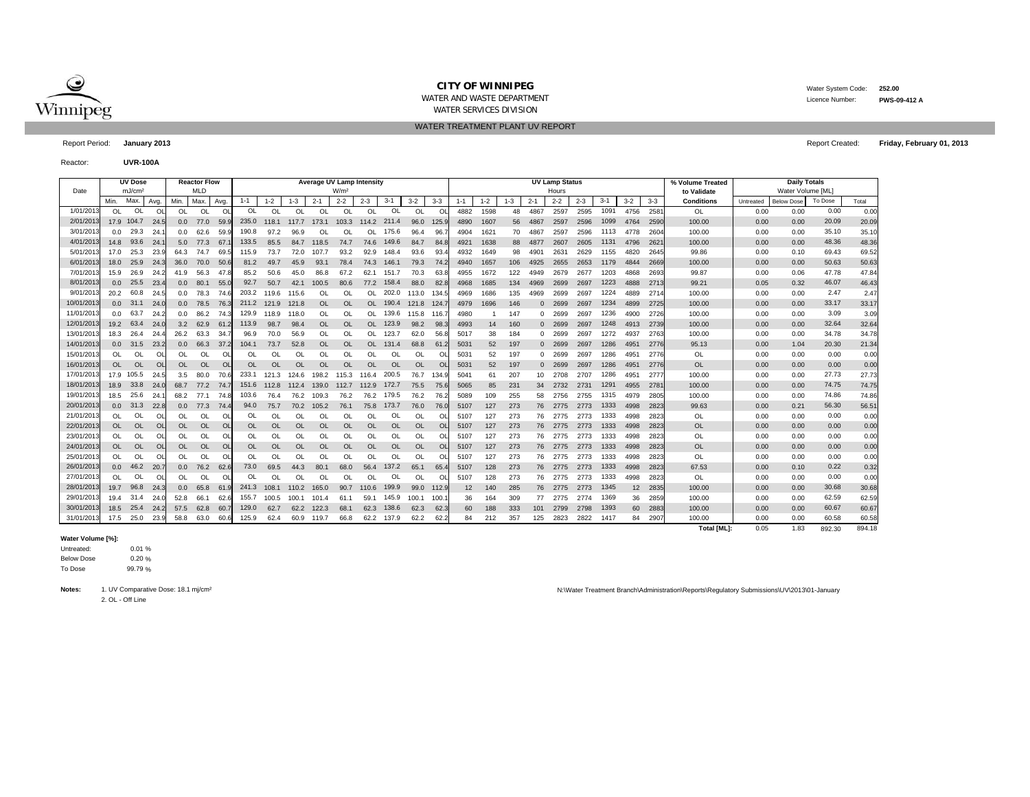**CITY OF WINNIPEG**
WATER AND WASTE DEPARTMENT
WATER SERVICES DIVISION

Water System Code: **252.00**
Licence Number: **PWS-09-412 A**

WATER TREATMENT PLANT UV REPORT

Report Period: **January 2013**

Report Created: **Friday, February 01, 2013**

Reactor: **UVR-100A**

| Date | UV Dose mJ/cm² | | | Reactor Flow MLD | | | Average UV Lamp Intensity W/m² | | | | | | | | | UV Lamp Status Hours | | | | | | | | | % Volume Treated to Validate | Daily Totals Water Volume [ML] | | | |
|---|---|---|---|---|---|---|---|---|---|---|---|---|---|---|---|---|---|---|---|---|---|---|---|---|---|---|---|---|---|
| | Min. | Max. | Avg. | Min. | Max. | Avg. | 1-1 | 1-2 | 1-3 | 2-1 | 2-2 | 2-3 | 3-1 | 3-2 | 3-3 | 1-1 | 1-2 | 1-3 | 2-1 | 2-2 | 2-3 | 3-1 | 3-2 | 3-3 | Conditions | Untreated | Below Dose | To Dose | Total |
| 1/01/2013 | OL | OL | OL | OL | OL | OL | OL | OL | OL | OL | OL | OL | OL | OL | OL | 4882 | 1598 | 48 | 4867 | 2597 | 2595 | 1091 | 4756 | 2581 | OL | 0.00 | 0.00 | 0.00 | 0.00 |
| 2/01/2013 | 17.9 | 104.7 | 24.5 | 0.0 | 77.0 | 59.9 | 235.0 | 118.1 | 117.7 | 173.1 | 103.3 | 114.2 | 211.4 | 96.0 | 125.9 | 4890 | 1607 | 56 | 4867 | 2597 | 2596 | 1099 | 4764 | 2590 | 100.00 | 0.00 | 0.00 | 20.09 | 20.09 |
| 3/01/2013 | 0.0 | 29.3 | 24.1 | 0.0 | 62.6 | 59.9 | 190.8 | 97.2 | 96.9 | OL | OL | OL | 175.6 | 96.4 | 96.7 | 4904 | 1621 | 70 | 4867 | 2597 | 2596 | 1113 | 4778 | 2604 | 100.00 | 0.00 | 0.00 | 35.10 | 35.10 |
| 4/01/2013 | 14.8 | 93.6 | 24.1 | 5.0 | 77.3 | 67.1 | 133.5 | 85.5 | 84.7 | 118.5 | 74.7 | 74.6 | 149.6 | 84.7 | 84.8 | 4921 | 1638 | 88 | 4877 | 2607 | 2605 | 1131 | 4796 | 2621 | 100.00 | 0.00 | 0.00 | 48.36 | 48.36 |
| 5/01/2013 | 17.0 | 25.3 | 23.9 | 64.3 | 74.7 | 69.5 | 115.9 | 73.7 | 72.0 | 107.7 | 93.2 | 92.9 | 148.4 | 93.6 | 93.4 | 4932 | 1649 | 98 | 4901 | 2631 | 2629 | 1155 | 4820 | 2645 | 99.86 | 0.00 | 0.10 | 69.43 | 69.52 |
| 6/01/2013 | 18.0 | 25.9 | 24.3 | 36.0 | 70.0 | 50.6 | 81.2 | 49.7 | 45.9 | 93.1 | 78.4 | 74.3 | 146.1 | 79.3 | 74.2 | 4940 | 1657 | 106 | 4925 | 2655 | 2653 | 1179 | 4844 | 2669 | 100.00 | 0.00 | 0.00 | 50.63 | 50.63 |
| 7/01/2013 | 15.9 | 26.9 | 24.2 | 41.9 | 56.3 | 47.8 | 85.2 | 50.6 | 45.0 | 86.8 | 67.2 | 62.1 | 151.7 | 70.3 | 63.8 | 4955 | 1672 | 122 | 4949 | 2679 | 2677 | 1203 | 4868 | 2693 | 99.87 | 0.00 | 0.06 | 47.78 | 47.84 |
| 8/01/2013 | 0.0 | 25.5 | 23.4 | 0.0 | 80.1 | 55.0 | 92.7 | 50.7 | 42.1 | 100.5 | 80.6 | 77.2 | 158.4 | 88.0 | 82.8 | 4968 | 1685 | 134 | 4969 | 2699 | 2697 | 1223 | 4888 | 2713 | 99.21 | 0.05 | 0.32 | 46.07 | 46.43 |
| 9/01/2013 | 20.2 | 60.8 | 24.5 | 0.0 | 78.3 | 74.6 | 203.2 | 119.6 | 115.6 | OL | OL | OL | 202.0 | 113.0 | 134.5 | 4969 | 1686 | 135 | 4969 | 2699 | 2697 | 1224 | 4889 | 2714 | 100.00 | 0.00 | 0.00 | 2.47 | 2.47 |
| 10/01/2013 | 0.0 | 31.1 | 24.0 | 0.0 | 78.5 | 76.3 | 211.2 | 121.9 | 121.8 | OL | OL | OL | 190.4 | 121.8 | 124.7 | 4979 | 1696 | 146 | 0 | 2699 | 2697 | 1234 | 4899 | 2725 | 100.00 | 0.00 | 0.00 | 33.17 | 33.17 |
| 11/01/2013 | 0.0 | 63.7 | 24.2 | 0.0 | 86.2 | 74.3 | 129.9 | 118.9 | 118.0 | OL | OL | OL | 139.6 | 115.8 | 116.7 | 4980 | 1 | 147 | 0 | 2699 | 2697 | 1236 | 4900 | 2726 | 100.00 | 0.00 | 0.00 | 3.09 | 3.09 |
| 12/01/2013 | 19.2 | 63.4 | 24.0 | 3.2 | 62.9 | 61.2 | 113.9 | 98.7 | 98.4 | OL | OL | OL | 123.9 | 98.2 | 98.3 | 4993 | 14 | 160 | 0 | 2699 | 2697 | 1248 | 4913 | 2739 | 100.00 | 0.00 | 0.00 | 32.64 | 32.64 |
| 13/01/2013 | 18.3 | 26.4 | 24.4 | 26.2 | 63.3 | 34.7 | 96.9 | 70.0 | 56.9 | OL | OL | OL | 123.7 | 62.0 | 56.8 | 5017 | 38 | 184 | 0 | 2699 | 2697 | 1272 | 4937 | 2763 | 100.00 | 0.00 | 0.00 | 34.78 | 34.78 |
| 14/01/2013 | 0.0 | 31.5 | 23.2 | 0.0 | 66.3 | 37.2 | 104.1 | 73.7 | 52.8 | OL | OL | OL | 131.4 | 68.8 | 61.2 | 5031 | 52 | 197 | 0 | 2699 | 2697 | 1286 | 4951 | 2776 | 95.13 | 0.00 | 1.04 | 20.30 | 21.34 |
| 15/01/2013 | OL | OL | OL | OL | OL | OL | OL | OL | OL | OL | OL | OL | OL | OL | OL | 5031 | 52 | 197 | 0 | 2699 | 2697 | 1286 | 4951 | 2776 | OL | 0.00 | 0.00 | 0.00 | 0.00 |
| 16/01/2013 | OL | OL | OL | OL | OL | OL | OL | OL | OL | OL | OL | OL | OL | OL | OL | 5031 | 52 | 197 | 0 | 2699 | 2697 | 1286 | 4951 | 2776 | OL | 0.00 | 0.00 | 0.00 | 0.00 |
| 17/01/2013 | 17.9 | 105.5 | 24.5 | 3.5 | 80.0 | 70.6 | 233.1 | 121.3 | 124.6 | 198.2 | 115.3 | 116.4 | 200.5 | 76.7 | 134.9 | 5041 | 61 | 207 | 10 | 2708 | 2707 | 1286 | 4951 | 2777 | 100.00 | 0.00 | 0.00 | 27.73 | 27.73 |
| 18/01/2013 | 18.9 | 33.8 | 24.0 | 68.7 | 77.2 | 74.7 | 151.6 | 112.8 | 112.4 | 139.0 | 112.7 | 112.9 | 172.7 | 75.5 | 75.6 | 5065 | 85 | 231 | 34 | 2732 | 2731 | 1291 | 4955 | 2781 | 100.00 | 0.00 | 0.00 | 74.75 | 74.75 |
| 19/01/2013 | 18.5 | 25.6 | 24.1 | 68.2 | 77.1 | 74.8 | 103.6 | 76.4 | 76.2 | 109.3 | 76.2 | 76.2 | 179.5 | 76.2 | 76.2 | 5089 | 109 | 255 | 58 | 2756 | 2755 | 1315 | 4979 | 2805 | 100.00 | 0.00 | 0.00 | 74.86 | 74.86 |
| 20/01/2013 | 0.0 | 31.3 | 22.8 | 0.0 | 77.3 | 74.4 | 94.0 | 75.7 | 70.2 | 105.2 | 76.1 | 75.8 | 173.7 | 76.0 | 76.0 | 5107 | 127 | 273 | 76 | 2775 | 2773 | 1333 | 4998 | 2823 | 99.63 | 0.00 | 0.21 | 56.30 | 56.51 |
| 21/01/2013 | OL | OL | OL | OL | OL | OL | OL | OL | OL | OL | OL | OL | OL | OL | OL | 5107 | 127 | 273 | 76 | 2775 | 2773 | 1333 | 4998 | 2823 | OL | 0.00 | 0.00 | 0.00 | 0.00 |
| 22/01/2013 | OL | OL | OL | OL | OL | OL | OL | OL | OL | OL | OL | OL | OL | OL | OL | 5107 | 127 | 273 | 76 | 2775 | 2773 | 1333 | 4998 | 2823 | OL | 0.00 | 0.00 | 0.00 | 0.00 |
| 23/01/2013 | OL | OL | OL | OL | OL | OL | OL | OL | OL | OL | OL | OL | OL | OL | OL | 5107 | 127 | 273 | 76 | 2775 | 2773 | 1333 | 4998 | 2823 | OL | 0.00 | 0.00 | 0.00 | 0.00 |
| 24/01/2013 | OL | OL | OL | OL | OL | OL | OL | OL | OL | OL | OL | OL | OL | OL | OL | 5107 | 127 | 273 | 76 | 2775 | 2773 | 1333 | 4998 | 2823 | OL | 0.00 | 0.00 | 0.00 | 0.00 |
| 25/01/2013 | OL | OL | OL | OL | OL | OL | OL | OL | OL | OL | OL | OL | OL | OL | OL | 5107 | 127 | 273 | 76 | 2775 | 2773 | 1333 | 4998 | 2823 | OL | 0.00 | 0.00 | 0.00 | 0.00 |
| 26/01/2013 | 0.0 | 46.2 | 20.7 | 0.0 | 76.2 | 62.6 | 73.0 | 69.5 | 44.3 | 80.1 | 68.0 | 56.4 | 137.2 | 65.1 | 65.4 | 5107 | 128 | 273 | 76 | 2775 | 2773 | 1333 | 4998 | 2823 | 67.53 | 0.00 | 0.10 | 0.22 | 0.32 |
| 27/01/2013 | OL | OL | OL | OL | OL | OL | OL | OL | OL | OL | OL | OL | OL | OL | OL | 5107 | 128 | 273 | 76 | 2775 | 2773 | 1333 | 4998 | 2823 | OL | 0.00 | 0.00 | 0.00 | 0.00 |
| 28/01/2013 | 19.7 | 96.8 | 24.3 | 0.0 | 65.8 | 61.9 | 241.3 | 108.1 | 110.2 | 165.0 | 90.7 | 110.6 | 199.9 | 99.0 | 112.9 | 12 | 140 | 285 | 76 | 2775 | 2773 | 1345 | 12 | 2835 | 100.00 | 0.00 | 0.00 | 30.68 | 30.68 |
| 29/01/2013 | 19.4 | 31.4 | 24.0 | 52.8 | 66.1 | 62.6 | 155.7 | 100.5 | 100.1 | 101.4 | 61.1 | 59.1 | 145.9 | 100.1 | 100.1 | 36 | 164 | 309 | 77 | 2775 | 2774 | 1369 | 36 | 2859 | 100.00 | 0.00 | 0.00 | 62.59 | 62.59 |
| 30/01/2013 | 18.5 | 25.4 | 24.2 | 57.5 | 62.8 | 60.7 | 129.0 | 62.7 | 62.2 | 122.3 | 68.1 | 62.3 | 138.6 | 62.3 | 62.3 | 60 | 188 | 333 | 101 | 2799 | 2798 | 1393 | 60 | 2883 | 100.00 | 0.00 | 0.00 | 60.67 | 60.67 |
| 31/01/2013 | 17.5 | 25.0 | 23.9 | 58.8 | 63.0 | 60.6 | 125.9 | 62.4 | 60.9 | 119.7 | 66.8 | 62.2 | 137.9 | 62.2 | 62.2 | 84 | 212 | 357 | 125 | 2823 | 2822 | 1417 | 84 | 2907 | 100.00 | 0.00 | 0.00 | 60.58 | 60.58 |
| | | | | | | | | | | | | | | | | | | | | | | | | | **Total [ML]:** | 0.05 | 1.83 | 892.30 | 894.18 |

**Water Volume [%]:**

| | |
|---|---|
| Untreated: | 0.01 % |
| Below Dose | 0.20 % |
| To Dose | 99.79 % |

**Notes:** 1. UV Comparative Dose: 18.1 mj/cm²
2. OL - Off Line

N:\Water Treatment Branch\Administration\Reports\Regulatory Submissions\UV\2013\01-January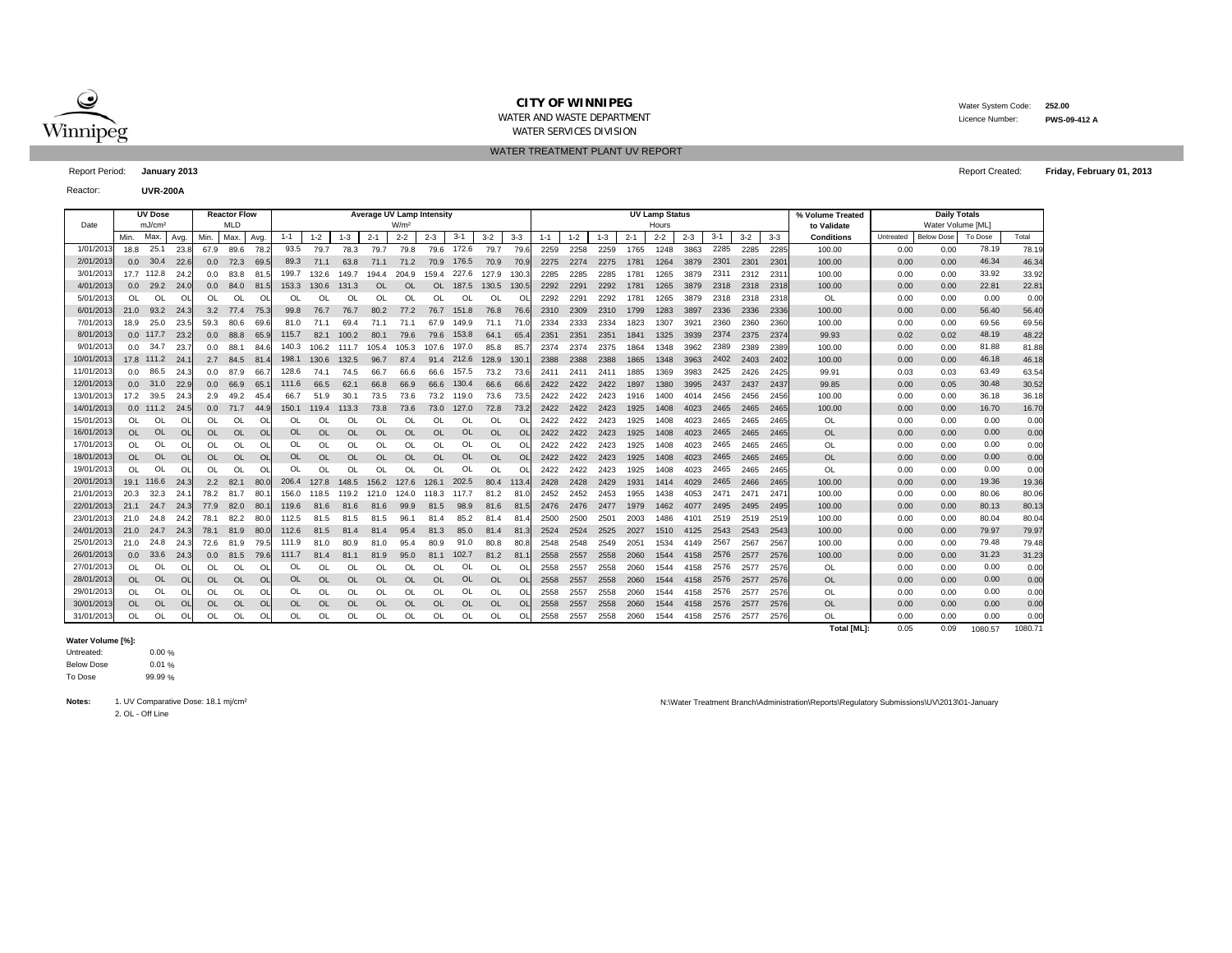**CITY OF WINNIPEG**

WATER AND WASTE DEPARTMENT

WATER SERVICES DIVISION

Water System Code: **252.00**

Licence Number: **PWS-09-412 A**

WATER TREATMENT PLANT UV REPORT

Report Period: **January 2013**

Report Created: **Friday, February 01, 2013**

Reactor: **UVR-200A**

| Date | UV Dose mJ/cm² | | | Reactor Flow MLD | | | Average UV Lamp Intensity W/m² | | | | | | | | | UV Lamp Status Hours | | | | | | | | | % Volume Treated to Validate | Daily Totals Water Volume [ML] | | | |
|---|---|---|---|---|---|---|---|---|---|---|---|---|---|---|---|---|---|---|---|---|---|---|---|---|---|---|---|---|---|
| | Min. | Max. | Avg. | Min. | Max. | Avg. | 1-1 | 1-2 | 1-3 | 2-1 | 2-2 | 2-3 | 3-1 | 3-2 | 3-3 | 1-1 | 1-2 | 1-3 | 2-1 | 2-2 | 2-3 | 3-1 | 3-2 | 3-3 | Conditions | Untreated | Below Dose | To Dose | Total |
| 1/01/2013 | 18.8 | 25.1 | 23.8 | 67.9 | 89.6 | 78.2 | 93.5 | 79.7 | 78.3 | 79.7 | 79.8 | 79.6 | 172.6 | 79.7 | 79.6 | 2259 | 2258 | 2259 | 1765 | 1248 | 3863 | 2285 | 2285 | 2285 | 100.00 | 0.00 | 0.00 | 78.19 | 78.19 |
| 2/01/2013 | 0.0 | 30.4 | 22.6 | 0.0 | 72.3 | 69.5 | 89.3 | 71.1 | 63.8 | 71.1 | 71.2 | 70.9 | 176.5 | 70.9 | 70.9 | 2275 | 2274 | 2275 | 1781 | 1264 | 3879 | 2301 | 2301 | 2301 | 100.00 | 0.00 | 0.00 | 46.34 | 46.34 |
| 3/01/2013 | 17.7 | 112.8 | 24.2 | 0.0 | 83.8 | 81.5 | 199.7 | 132.6 | 149.7 | 194.4 | 204.9 | 159.4 | 227.6 | 127.9 | 130.3 | 2285 | 2285 | 2285 | 1781 | 1265 | 3879 | 2311 | 2312 | 2311 | 100.00 | 0.00 | 0.00 | 33.92 | 33.92 |
| 4/01/2013 | 0.0 | 29.2 | 24.0 | 0.0 | 84.0 | 81.5 | 153.3 | 130.6 | 131.3 | OL | OL | OL | 187.5 | 130.5 | 130.5 | 2292 | 2291 | 2292 | 1781 | 1265 | 3879 | 2318 | 2318 | 2318 | 100.00 | 0.00 | 0.00 | 22.81 | 22.81 |
| 5/01/2013 | OL | OL | OL | OL | OL | OL | OL | OL | OL | OL | OL | OL | OL | OL | OL | 2292 | 2291 | 2292 | 1781 | 1265 | 3879 | 2318 | 2318 | 2318 | OL | 0.00 | 0.00 | 0.00 | 0.00 |
| 6/01/2013 | 21.0 | 93.2 | 24.3 | 3.2 | 77.4 | 75.3 | 99.8 | 76.7 | 76.7 | 80.2 | 77.2 | 76.7 | 151.8 | 76.8 | 76.6 | 2310 | 2309 | 2310 | 1799 | 1283 | 3897 | 2336 | 2336 | 2336 | 100.00 | 0.00 | 0.00 | 56.40 | 56.40 |
| 7/01/2013 | 18.9 | 25.0 | 23.5 | 59.3 | 80.6 | 69.6 | 81.0 | 71.1 | 69.4 | 71.1 | 71.1 | 67.9 | 149.9 | 71.1 | 71.0 | 2334 | 2333 | 2334 | 1823 | 1307 | 3921 | 2360 | 2360 | 2360 | 100.00 | 0.00 | 0.00 | 69.56 | 69.56 |
| 8/01/2013 | 0.0 | 117.7 | 23.2 | 0.0 | 88.8 | 65.9 | 115.7 | 82.1 | 100.2 | 80.1 | 79.6 | 79.6 | 153.8 | 64.1 | 65.4 | 2351 | 2351 | 2351 | 1841 | 1325 | 3939 | 2374 | 2375 | 2374 | 99.93 | 0.02 | 0.02 | 48.19 | 48.22 |
| 9/01/2013 | 0.0 | 34.7 | 23.7 | 0.0 | 88.1 | 84.6 | 140.3 | 106.2 | 111.7 | 105.4 | 105.3 | 107.6 | 197.0 | 85.8 | 85.7 | 2374 | 2374 | 2375 | 1864 | 1348 | 3962 | 2389 | 2389 | 2389 | 100.00 | 0.00 | 0.00 | 81.88 | 81.88 |
| 10/01/2013 | 17.8 | 111.2 | 24.1 | 2.7 | 84.5 | 81.4 | 198.1 | 130.6 | 132.5 | 96.7 | 87.4 | 91.4 | 212.6 | 128.9 | 130.1 | 2388 | 2388 | 2388 | 1865 | 1348 | 3963 | 2402 | 2403 | 2402 | 100.00 | 0.00 | 0.00 | 46.18 | 46.18 |
| 11/01/2013 | 0.0 | 86.5 | 24.3 | 0.0 | 87.9 | 66.7 | 128.6 | 74.1 | 74.5 | 66.7 | 66.6 | 66.6 | 157.5 | 73.2 | 73.6 | 2411 | 2411 | 2411 | 1885 | 1369 | 3983 | 2425 | 2426 | 2425 | 99.91 | 0.03 | 0.03 | 63.49 | 63.54 |
| 12/01/2013 | 0.0 | 31.0 | 22.9 | 0.0 | 66.9 | 65.1 | 111.6 | 66.5 | 62.1 | 66.8 | 66.9 | 66.6 | 130.4 | 66.6 | 66.6 | 2422 | 2422 | 2422 | 1897 | 1380 | 3995 | 2437 | 2437 | 2437 | 99.85 | 0.00 | 0.05 | 30.48 | 30.52 |
| 13/01/2013 | 17.2 | 39.5 | 24.3 | 2.9 | 49.2 | 45.4 | 66.7 | 51.9 | 30.1 | 73.5 | 73.6 | 73.2 | 119.0 | 73.6 | 73.5 | 2422 | 2422 | 2423 | 1916 | 1400 | 4014 | 2456 | 2456 | 2456 | 100.00 | 0.00 | 0.00 | 36.18 | 36.18 |
| 14/01/2013 | 0.0 | 111.2 | 24.5 | 0.0 | 71.7 | 44.9 | 150.1 | 119.4 | 113.3 | 73.8 | 73.6 | 73.0 | 127.0 | 72.8 | 73.2 | 2422 | 2422 | 2423 | 1925 | 1408 | 4023 | 2465 | 2465 | 2465 | 100.00 | 0.00 | 0.00 | 16.70 | 16.70 |
| 15/01/2013 | OL | OL | OL | OL | OL | OL | OL | OL | OL | OL | OL | OL | OL | OL | OL | 2422 | 2422 | 2423 | 1925 | 1408 | 4023 | 2465 | 2465 | 2465 | OL | 0.00 | 0.00 | 0.00 | 0.00 |
| 16/01/2013 | OL | OL | OL | OL | OL | OL | OL | OL | OL | OL | OL | OL | OL | OL | OL | 2422 | 2422 | 2423 | 1925 | 1408 | 4023 | 2465 | 2465 | 2465 | OL | 0.00 | 0.00 | 0.00 | 0.00 |
| 17/01/2013 | OL | OL | OL | OL | OL | OL | OL | OL | OL | OL | OL | OL | OL | OL | OL | 2422 | 2422 | 2423 | 1925 | 1408 | 4023 | 2465 | 2465 | 2465 | OL | 0.00 | 0.00 | 0.00 | 0.00 |
| 18/01/2013 | OL | OL | OL | OL | OL | OL | OL | OL | OL | OL | OL | OL | OL | OL | OL | 2422 | 2422 | 2423 | 1925 | 1408 | 4023 | 2465 | 2465 | 2465 | OL | 0.00 | 0.00 | 0.00 | 0.00 |
| 19/01/2013 | OL | OL | OL | OL | OL | OL | OL | OL | OL | OL | OL | OL | OL | OL | OL | 2422 | 2422 | 2423 | 1925 | 1408 | 4023 | 2465 | 2465 | 2465 | OL | 0.00 | 0.00 | 0.00 | 0.00 |
| 20/01/2013 | 19.1 | 116.6 | 24.3 | 2.2 | 82.1 | 80.0 | 206.4 | 127.8 | 148.5 | 156.2 | 127.6 | 126.1 | 202.5 | 80.4 | 113.4 | 2428 | 2428 | 2429 | 1931 | 1414 | 4029 | 2465 | 2466 | 2465 | 100.00 | 0.00 | 0.00 | 19.36 | 19.36 |
| 21/01/2013 | 20.3 | 32.3 | 24.1 | 78.2 | 81.7 | 80.1 | 156.0 | 118.5 | 119.2 | 121.0 | 124.0 | 118.3 | 117.7 | 81.2 | 81.0 | 2452 | 2452 | 2453 | 1955 | 1438 | 4053 | 2471 | 2471 | 2471 | 100.00 | 0.00 | 0.00 | 80.06 | 80.06 |
| 22/01/2013 | 21.1 | 24.7 | 24.3 | 77.9 | 82.0 | 80.1 | 119.6 | 81.6 | 81.6 | 81.6 | 99.9 | 81.5 | 98.9 | 81.6 | 81.5 | 2476 | 2476 | 2477 | 1979 | 1462 | 4077 | 2495 | 2495 | 2495 | 100.00 | 0.00 | 0.00 | 80.13 | 80.13 |
| 23/01/2013 | 21.0 | 24.8 | 24.2 | 78.1 | 82.2 | 80.0 | 112.5 | 81.5 | 81.5 | 81.5 | 96.1 | 81.4 | 85.2 | 81.4 | 81.4 | 2500 | 2500 | 2501 | 2003 | 1486 | 4101 | 2519 | 2519 | 2519 | 100.00 | 0.00 | 0.00 | 80.04 | 80.04 |
| 24/01/2013 | 21.0 | 24.7 | 24.3 | 78.1 | 81.9 | 80.0 | 112.6 | 81.5 | 81.4 | 81.4 | 95.4 | 81.3 | 85.0 | 81.4 | 81.3 | 2524 | 2524 | 2525 | 2027 | 1510 | 4125 | 2543 | 2543 | 2543 | 100.00 | 0.00 | 0.00 | 79.97 | 79.97 |
| 25/01/2013 | 21.0 | 24.8 | 24.3 | 72.6 | 81.9 | 79.5 | 111.9 | 81.0 | 80.9 | 81.0 | 95.4 | 80.9 | 91.0 | 80.8 | 80.8 | 2548 | 2548 | 2549 | 2051 | 1534 | 4149 | 2567 | 2567 | 2567 | 100.00 | 0.00 | 0.00 | 79.48 | 79.48 |
| 26/01/2013 | 0.0 | 33.6 | 24.3 | 0.0 | 81.5 | 79.6 | 111.7 | 81.4 | 81.1 | 81.9 | 95.0 | 81.1 | 102.7 | 81.2 | 81.1 | 2558 | 2557 | 2558 | 2060 | 1544 | 4158 | 2576 | 2577 | 2576 | 100.00 | 0.00 | 0.00 | 31.23 | 31.23 |
| 27/01/2013 | OL | OL | OL | OL | OL | OL | OL | OL | OL | OL | OL | OL | OL | OL | OL | 2558 | 2557 | 2558 | 2060 | 1544 | 4158 | 2576 | 2577 | 2576 | OL | 0.00 | 0.00 | 0.00 | 0.00 |
| 28/01/2013 | OL | OL | OL | OL | OL | OL | OL | OL | OL | OL | OL | OL | OL | OL | OL | 2558 | 2557 | 2558 | 2060 | 1544 | 4158 | 2576 | 2577 | 2576 | OL | 0.00 | 0.00 | 0.00 | 0.00 |
| 29/01/2013 | OL | OL | OL | OL | OL | OL | OL | OL | OL | OL | OL | OL | OL | OL | OL | 2558 | 2557 | 2558 | 2060 | 1544 | 4158 | 2576 | 2577 | 2576 | OL | 0.00 | 0.00 | 0.00 | 0.00 |
| 30/01/2013 | OL | OL | OL | OL | OL | OL | OL | OL | OL | OL | OL | OL | OL | OL | OL | 2558 | 2557 | 2558 | 2060 | 1544 | 4158 | 2576 | 2577 | 2576 | OL | 0.00 | 0.00 | 0.00 | 0.00 |
| 31/01/2013 | OL | OL | OL | OL | OL | OL | OL | OL | OL | OL | OL | OL | OL | OL | OL | 2558 | 2557 | 2558 | 2060 | 1544 | 4158 | 2576 | 2577 | 2576 | OL | 0.00 | 0.00 | 0.00 | 0.00 |
| | | | | | | | | | | | | | | | | | | | | | | | | | **Total [ML]:** | 0.05 | 0.09 | 1080.57 | 1080.71 |

**Water Volume [%]:**

| | |
|---|---|
| Untreated: | 0.00 % |
| Below Dose | 0.01 % |
| To Dose | 99.99 % |

**Notes:**
1. UV Comparative Dose: 18.1 mj/cm²
2. OL - Off Line

N:\Water Treatment Branch\Administration\Reports\Regulatory Submissions\UV\2013\01-January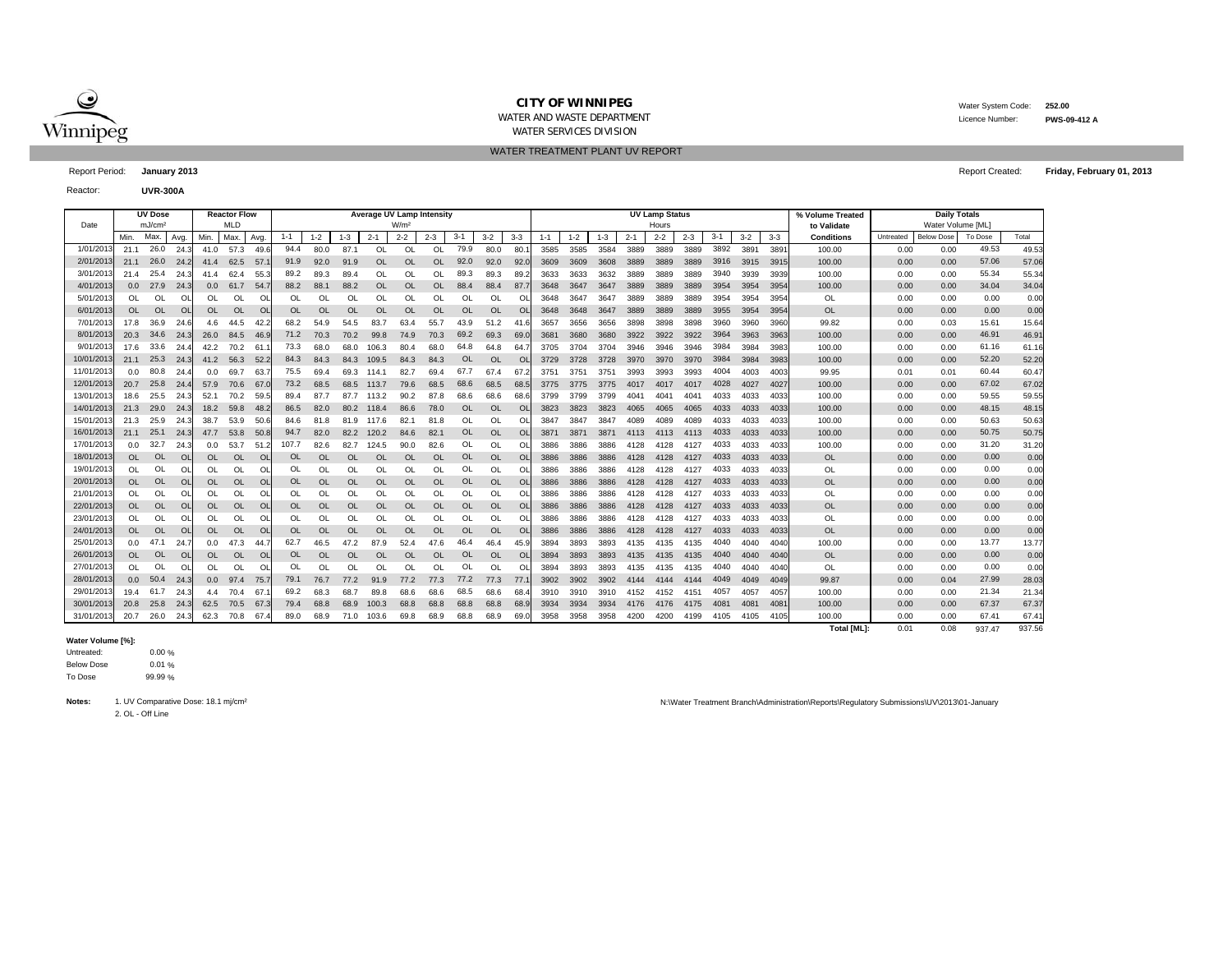**CITY OF WINNIPEG**
WATER AND WASTE DEPARTMENT
WATER SERVICES DIVISION

Water System Code: **252.00**
Licence Number: **PWS-09-412 A**

WATER TREATMENT PLANT UV REPORT

Report Period: **January 2013**

Report Created: **Friday, February 01, 2013**

Reactor: **UVR-300A**

| Date | UV Dose mJ/cm² | | | Reactor Flow MLD | | | Average UV Lamp Intensity W/m² | | | | | | | | | UV Lamp Status Hours | | | | | | | | | % Volume Treated to Validate | Daily Totals Water Volume [ML] | | | |
|---|---|---|---|---|---|---|---|---|---|---|---|---|---|---|---|---|---|---|---|---|---|---|---|---|---|---|---|---|---|
| | Min. | Max. | Avg. | Min. | Max. | Avg. | 1-1 | 1-2 | 1-3 | 2-1 | 2-2 | 2-3 | 3-1 | 3-2 | 3-3 | 1-1 | 1-2 | 1-3 | 2-1 | 2-2 | 2-3 | 3-1 | 3-2 | 3-3 | Conditions | Untreated | Below Dose | To Dose | Total |
| 1/01/2013 | 21.1 | 26.0 | 24.3 | 41.0 | 57.3 | 49.6 | 94.4 | 80.0 | 87.1 | OL | OL | OL | 79.9 | 80.0 | 80.1 | 3585 | 3585 | 3584 | 3889 | 3889 | 3889 | 3892 | 3891 | 3891 | 100.00 | 0.00 | 0.00 | 49.53 | 49.53 |
| 2/01/2013 | 21.1 | 26.0 | 24.2 | 41.4 | 62.5 | 57.1 | 91.9 | 92.0 | 91.9 | OL | OL | OL | 92.0 | 92.0 | 92.0 | 3609 | 3609 | 3608 | 3889 | 3889 | 3889 | 3916 | 3915 | 3915 | 100.00 | 0.00 | 0.00 | 57.06 | 57.06 |
| 3/01/2013 | 21.4 | 25.4 | 24.3 | 41.4 | 62.4 | 55.3 | 89.2 | 89.3 | 89.4 | OL | OL | OL | 89.3 | 89.3 | 89.2 | 3633 | 3633 | 3632 | 3889 | 3889 | 3889 | 3940 | 3939 | 3939 | 100.00 | 0.00 | 0.00 | 55.34 | 55.34 |
| 4/01/2013 | 0.0 | 27.9 | 24.3 | 0.0 | 61.7 | 54.7 | 88.2 | 88.1 | 88.2 | OL | OL | OL | 88.4 | 88.4 | 87.7 | 3648 | 3647 | 3647 | 3889 | 3889 | 3889 | 3954 | 3954 | 3954 | 100.00 | 0.00 | 0.00 | 34.04 | 34.04 |
| 5/01/2013 | OL | OL | OL | OL | OL | OL | OL | OL | OL | OL | OL | OL | OL | OL | OL | 3648 | 3647 | 3647 | 3889 | 3889 | 3889 | 3954 | 3954 | 3954 | OL | 0.00 | 0.00 | 0.00 | 0.00 |
| 6/01/2013 | OL | OL | OL | OL | OL | OL | OL | OL | OL | OL | OL | OL | OL | OL | OL | 3648 | 3648 | 3647 | 3889 | 3889 | 3889 | 3955 | 3954 | 3954 | OL | 0.00 | 0.00 | 0.00 | 0.00 |
| 7/01/2013 | 17.8 | 36.9 | 24.6 | 4.6 | 44.5 | 42.2 | 68.2 | 54.9 | 54.5 | 83.7 | 63.4 | 55.7 | 43.9 | 51.2 | 41.6 | 3657 | 3656 | 3656 | 3898 | 3898 | 3898 | 3960 | 3960 | 3960 | 99.82 | 0.00 | 0.03 | 15.61 | 15.64 |
| 8/01/2013 | 20.3 | 34.6 | 24.3 | 26.0 | 84.5 | 46.9 | 71.2 | 70.3 | 70.2 | 99.8 | 74.9 | 70.3 | 69.2 | 69.3 | 69.0 | 3681 | 3680 | 3680 | 3922 | 3922 | 3922 | 3964 | 3963 | 3963 | 100.00 | 0.00 | 0.00 | 46.91 | 46.91 |
| 9/01/2013 | 17.6 | 33.6 | 24.4 | 42.2 | 70.2 | 61.1 | 73.3 | 68.0 | 68.0 | 106.3 | 80.4 | 68.0 | 64.8 | 64.8 | 64.7 | 3705 | 3704 | 3704 | 3946 | 3946 | 3946 | 3984 | 3984 | 3983 | 100.00 | 0.00 | 0.00 | 61.16 | 61.16 |
| 10/01/2013 | 21.1 | 25.3 | 24.3 | 41.2 | 56.3 | 52.2 | 84.3 | 84.3 | 84.3 | 109.5 | 84.3 | 84.3 | OL | OL | OL | 3729 | 3728 | 3728 | 3970 | 3970 | 3970 | 3984 | 3984 | 3983 | 100.00 | 0.00 | 0.00 | 52.20 | 52.20 |
| 11/01/2013 | 0.0 | 80.8 | 24.4 | 0.0 | 69.7 | 63.7 | 75.5 | 69.4 | 69.3 | 114.1 | 82.7 | 69.4 | 67.7 | 67.4 | 67.2 | 3751 | 3751 | 3751 | 3993 | 3993 | 3993 | 4004 | 4003 | 4003 | 99.95 | 0.01 | 0.01 | 60.44 | 60.47 |
| 12/01/2013 | 20.7 | 25.8 | 24.4 | 57.9 | 70.6 | 67.0 | 73.2 | 68.5 | 68.5 | 113.7 | 79.6 | 68.5 | 68.6 | 68.5 | 68.5 | 3775 | 3775 | 3775 | 4017 | 4017 | 4017 | 4028 | 4027 | 4027 | 100.00 | 0.00 | 0.00 | 67.02 | 67.02 |
| 13/01/2013 | 18.6 | 25.5 | 24.3 | 52.1 | 70.2 | 59.5 | 89.4 | 87.7 | 87.7 | 113.2 | 90.2 | 87.8 | 68.6 | 68.6 | 68.6 | 3799 | 3799 | 3799 | 4041 | 4041 | 4041 | 4033 | 4033 | 4033 | 100.00 | 0.00 | 0.00 | 59.55 | 59.55 |
| 14/01/2013 | 21.3 | 29.0 | 24.3 | 18.2 | 59.8 | 48.2 | 86.5 | 82.0 | 80.2 | 118.4 | 86.6 | 78.0 | OL | OL | OL | 3823 | 3823 | 3823 | 4065 | 4065 | 4065 | 4033 | 4033 | 4033 | 100.00 | 0.00 | 0.00 | 48.15 | 48.15 |
| 15/01/2013 | 21.3 | 25.9 | 24.3 | 38.7 | 53.9 | 50.6 | 84.6 | 81.8 | 81.9 | 117.6 | 82.1 | 81.8 | OL | OL | OL | 3847 | 3847 | 3847 | 4089 | 4089 | 4089 | 4033 | 4033 | 4033 | 100.00 | 0.00 | 0.00 | 50.63 | 50.63 |
| 16/01/2013 | 21.1 | 25.1 | 24.3 | 47.7 | 53.8 | 50.8 | 94.7 | 82.0 | 82.2 | 120.2 | 84.6 | 82.1 | OL | OL | OL | 3871 | 3871 | 3871 | 4113 | 4113 | 4113 | 4033 | 4033 | 4033 | 100.00 | 0.00 | 0.00 | 50.75 | 50.75 |
| 17/01/2013 | 0.0 | 32.7 | 24.3 | 0.0 | 53.7 | 51.2 | 107.7 | 82.6 | 82.7 | 124.5 | 90.0 | 82.6 | OL | OL | OL | 3886 | 3886 | 3886 | 4128 | 4128 | 4127 | 4033 | 4033 | 4033 | 100.00 | 0.00 | 0.00 | 31.20 | 31.20 |
| 18/01/2013 | OL | OL | OL | OL | OL | OL | OL | OL | OL | OL | OL | OL | OL | OL | OL | 3886 | 3886 | 3886 | 4128 | 4128 | 4127 | 4033 | 4033 | 4033 | OL | 0.00 | 0.00 | 0.00 | 0.00 |
| 19/01/2013 | OL | OL | OL | OL | OL | OL | OL | OL | OL | OL | OL | OL | OL | OL | OL | 3886 | 3886 | 3886 | 4128 | 4128 | 4127 | 4033 | 4033 | 4033 | OL | 0.00 | 0.00 | 0.00 | 0.00 |
| 20/01/2013 | OL | OL | OL | OL | OL | OL | OL | OL | OL | OL | OL | OL | OL | OL | OL | 3886 | 3886 | 3886 | 4128 | 4128 | 4127 | 4033 | 4033 | 4033 | OL | 0.00 | 0.00 | 0.00 | 0.00 |
| 21/01/2013 | OL | OL | OL | OL | OL | OL | OL | OL | OL | OL | OL | OL | OL | OL | OL | 3886 | 3886 | 3886 | 4128 | 4128 | 4127 | 4033 | 4033 | 4033 | OL | 0.00 | 0.00 | 0.00 | 0.00 |
| 22/01/2013 | OL | OL | OL | OL | OL | OL | OL | OL | OL | OL | OL | OL | OL | OL | OL | 3886 | 3886 | 3886 | 4128 | 4128 | 4127 | 4033 | 4033 | 4033 | OL | 0.00 | 0.00 | 0.00 | 0.00 |
| 23/01/2013 | OL | OL | OL | OL | OL | OL | OL | OL | OL | OL | OL | OL | OL | OL | OL | 3886 | 3886 | 3886 | 4128 | 4128 | 4127 | 4033 | 4033 | 4033 | OL | 0.00 | 0.00 | 0.00 | 0.00 |
| 24/01/2013 | OL | OL | OL | OL | OL | OL | OL | OL | OL | OL | OL | OL | OL | OL | OL | 3886 | 3886 | 3886 | 4128 | 4128 | 4127 | 4033 | 4033 | 4033 | OL | 0.00 | 0.00 | 0.00 | 0.00 |
| 25/01/2013 | 0.0 | 47.1 | 24.7 | 0.0 | 47.3 | 44.7 | 62.7 | 46.5 | 47.2 | 87.9 | 52.4 | 47.6 | 46.4 | 46.4 | 45.9 | 3894 | 3893 | 3893 | 4135 | 4135 | 4135 | 4040 | 4040 | 4040 | 100.00 | 0.00 | 0.00 | 13.77 | 13.77 |
| 26/01/2013 | OL | OL | OL | OL | OL | OL | OL | OL | OL | OL | OL | OL | OL | OL | OL | 3894 | 3893 | 3893 | 4135 | 4135 | 4135 | 4040 | 4040 | 4040 | OL | 0.00 | 0.00 | 0.00 | 0.00 |
| 27/01/2013 | OL | OL | OL | OL | OL | OL | OL | OL | OL | OL | OL | OL | OL | OL | OL | 3894 | 3893 | 3893 | 4135 | 4135 | 4135 | 4040 | 4040 | 4040 | OL | 0.00 | 0.00 | 0.00 | 0.00 |
| 28/01/2013 | 0.0 | 50.4 | 24.3 | 0.0 | 97.4 | 75.7 | 79.1 | 76.7 | 77.2 | 91.9 | 77.2 | 77.3 | 77.2 | 77.3 | 77.1 | 3902 | 3902 | 3902 | 4144 | 4144 | 4144 | 4049 | 4049 | 4049 | 99.87 | 0.00 | 0.04 | 27.99 | 28.03 |
| 29/01/2013 | 19.4 | 61.7 | 24.3 | 4.4 | 70.4 | 67.1 | 69.2 | 68.3 | 68.7 | 89.8 | 68.6 | 68.6 | 68.5 | 68.6 | 68.4 | 3910 | 3910 | 3910 | 4152 | 4152 | 4151 | 4057 | 4057 | 4057 | 100.00 | 0.00 | 0.00 | 21.34 | 21.34 |
| 30/01/2013 | 20.8 | 25.8 | 24.3 | 62.5 | 70.5 | 67.3 | 79.4 | 68.8 | 68.9 | 100.3 | 68.8 | 68.8 | 68.8 | 68.8 | 68.9 | 3934 | 3934 | 3934 | 4176 | 4176 | 4175 | 4081 | 4081 | 4081 | 100.00 | 0.00 | 0.00 | 67.37 | 67.37 |
| 31/01/2013 | 20.7 | 26.0 | 24.3 | 62.3 | 70.8 | 67.4 | 89.0 | 68.9 | 71.0 | 103.6 | 69.8 | 68.9 | 68.8 | 68.9 | 69.0 | 3958 | 3958 | 3958 | 4200 | 4200 | 4199 | 4105 | 4105 | 4105 | 100.00 | 0.00 | 0.00 | 67.41 | 67.41 |
| | | | | | | | | | | | | | | | | | | | | | | | | | **Total [ML]:** | 0.01 | 0.08 | 937.47 | 937.56 |

**Water Volume [%]:**

Untreated: 0.00 %
Below Dose: 0.01 %
To Dose: 99.99 %

**Notes:** 1. UV Comparative Dose: 18.1 mj/cm²
2. OL - Off Line

N:\Water Treatment Branch\Administration\Reports\Regulatory Submissions\UV\2013\01-January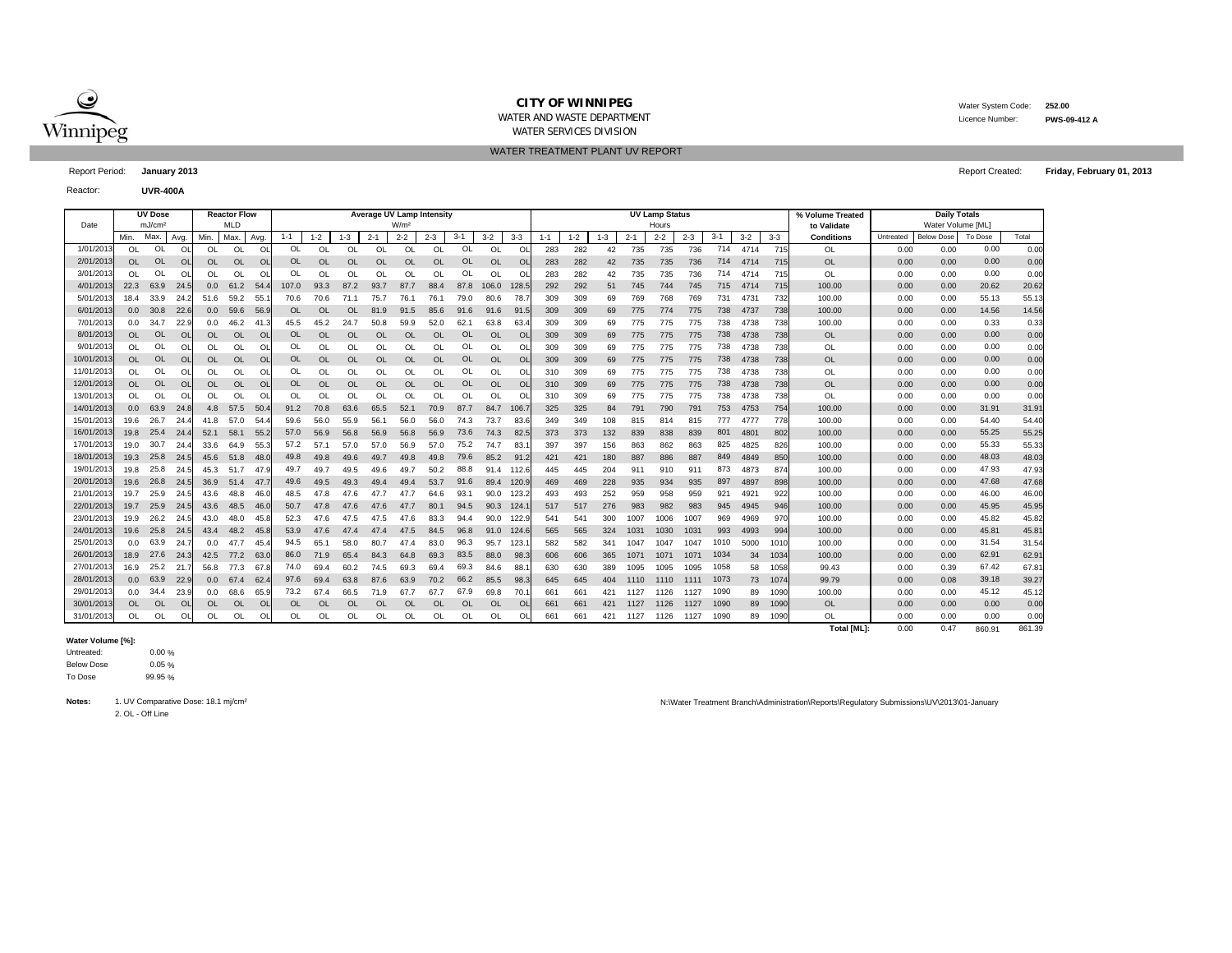# CITY OF WINNIPEG

WATER AND WASTE DEPARTMENT

WATER SERVICES DIVISION

Water System Code: **252.00**

Licence Number: **PWS-09-412 A**

WATER TREATMENT PLANT UV REPORT

Report Period: **January 2013**

Report Created: **Friday, February 01, 2013**

Reactor: **UVR-400A**

| Date | UV Dose mJ/cm² | | | Reactor Flow MLD | | | Average UV Lamp Intensity W/m² | | | | | | | | | UV Lamp Status Hours | | | | | | | | | % Volume Treated to Validate | Daily Totals Water Volume [ML] | | | |
|---|---|---|---|---|---|---|---|---|---|---|---|---|---|---|---|---|---|---|---|---|---|---|---|---|---|---|---|---|---|
| | Min. | Max. | Avg. | Min. | Max. | Avg. | 1-1 | 1-2 | 1-3 | 2-1 | 2-2 | 2-3 | 3-1 | 3-2 | 3-3 | 1-1 | 1-2 | 1-3 | 2-1 | 2-2 | 2-3 | 3-1 | 3-2 | 3-3 | Conditions | Untreated | Below Dose | To Dose | Total |
| 1/01/2013 | OL | OL | OL | OL | OL | OL | OL | OL | OL | OL | OL | OL | OL | OL | OL | 283 | 282 | 42 | 735 | 735 | 736 | 714 | 4714 | 715 | OL | 0.00 | 0.00 | 0.00 | 0.00 |
| 2/01/2013 | OL | OL | OL | OL | OL | OL | OL | OL | OL | OL | OL | OL | OL | OL | OL | 283 | 282 | 42 | 735 | 735 | 736 | 714 | 4714 | 715 | OL | 0.00 | 0.00 | 0.00 | 0.00 |
| 3/01/2013 | OL | OL | OL | OL | OL | OL | OL | OL | OL | OL | OL | OL | OL | OL | OL | 283 | 282 | 42 | 735 | 735 | 736 | 714 | 4714 | 715 | OL | 0.00 | 0.00 | 0.00 | 0.00 |
| 4/01/2013 | 22.3 | 63.9 | 24.5 | 0.0 | 61.2 | 54.4 | 107.0 | 93.3 | 87.2 | 93.7 | 87.7 | 88.4 | 87.8 | 106.0 | 128.5 | 292 | 292 | 51 | 745 | 744 | 745 | 715 | 4714 | 715 | 100.00 | 0.00 | 0.00 | 20.62 | 20.62 |
| 5/01/2013 | 18.4 | 33.9 | 24.2 | 51.6 | 59.2 | 55.1 | 70.6 | 70.6 | 71.1 | 75.7 | 76.1 | 76.1 | 79.0 | 80.6 | 78.7 | 309 | 309 | 69 | 769 | 768 | 769 | 731 | 4731 | 732 | 100.00 | 0.00 | 0.00 | 55.13 | 55.13 |
| 6/01/2013 | 0.0 | 30.8 | 22.6 | 0.0 | 59.6 | 56.9 | OL | OL | OL | 81.9 | 91.5 | 85.6 | 91.6 | 91.6 | 91.5 | 309 | 309 | 69 | 775 | 774 | 775 | 738 | 4737 | 738 | 100.00 | 0.00 | 0.00 | 14.56 | 14.56 |
| 7/01/2013 | 0.0 | 34.7 | 22.9 | 0.0 | 46.2 | 41.3 | 45.5 | 45.2 | 24.7 | 50.8 | 59.9 | 52.0 | 62.1 | 63.8 | 63.4 | 309 | 309 | 69 | 775 | 775 | 775 | 738 | 4738 | 738 | 100.00 | 0.00 | 0.00 | 0.33 | 0.33 |
| 8/01/2013 | OL | OL | OL | OL | OL | OL | OL | OL | OL | OL | OL | OL | OL | OL | OL | 309 | 309 | 69 | 775 | 775 | 775 | 738 | 4738 | 738 | OL | 0.00 | 0.00 | 0.00 | 0.00 |
| 9/01/2013 | OL | OL | OL | OL | OL | OL | OL | OL | OL | OL | OL | OL | OL | OL | OL | 309 | 309 | 69 | 775 | 775 | 775 | 738 | 4738 | 738 | OL | 0.00 | 0.00 | 0.00 | 0.00 |
| 10/01/2013 | OL | OL | OL | OL | OL | OL | OL | OL | OL | OL | OL | OL | OL | OL | OL | 309 | 309 | 69 | 775 | 775 | 775 | 738 | 4738 | 738 | OL | 0.00 | 0.00 | 0.00 | 0.00 |
| 11/01/2013 | OL | OL | OL | OL | OL | OL | OL | OL | OL | OL | OL | OL | OL | OL | OL | 310 | 309 | 69 | 775 | 775 | 775 | 738 | 4738 | 738 | OL | 0.00 | 0.00 | 0.00 | 0.00 |
| 12/01/2013 | OL | OL | OL | OL | OL | OL | OL | OL | OL | OL | OL | OL | OL | OL | OL | 310 | 309 | 69 | 775 | 775 | 775 | 738 | 4738 | 738 | OL | 0.00 | 0.00 | 0.00 | 0.00 |
| 13/01/2013 | OL | OL | OL | OL | OL | OL | OL | OL | OL | OL | OL | OL | OL | OL | OL | 310 | 309 | 69 | 775 | 775 | 775 | 738 | 4738 | 738 | OL | 0.00 | 0.00 | 0.00 | 0.00 |
| 14/01/2013 | 0.0 | 63.9 | 24.8 | 4.8 | 57.5 | 50.4 | 91.2 | 70.8 | 63.6 | 65.5 | 52.1 | 70.9 | 87.7 | 84.7 | 106.7 | 325 | 325 | 84 | 791 | 790 | 791 | 753 | 4753 | 754 | 100.00 | 0.00 | 0.00 | 31.91 | 31.91 |
| 15/01/2013 | 19.6 | 26.7 | 24.4 | 41.8 | 57.0 | 54.4 | 59.6 | 56.0 | 55.9 | 56.1 | 56.0 | 56.0 | 74.3 | 73.7 | 83.6 | 349 | 349 | 108 | 815 | 814 | 815 | 777 | 4777 | 778 | 100.00 | 0.00 | 0.00 | 54.40 | 54.40 |
| 16/01/2013 | 19.8 | 25.4 | 24.4 | 52.1 | 58.1 | 55.2 | 57.0 | 56.9 | 56.8 | 56.9 | 56.8 | 56.9 | 73.6 | 74.3 | 82.5 | 373 | 373 | 132 | 839 | 838 | 839 | 801 | 4801 | 802 | 100.00 | 0.00 | 0.00 | 55.25 | 55.25 |
| 17/01/2013 | 19.0 | 30.7 | 24.4 | 33.6 | 64.9 | 55.3 | 57.2 | 57.1 | 57.0 | 57.0 | 56.9 | 57.0 | 75.2 | 74.7 | 83.1 | 397 | 397 | 156 | 863 | 862 | 863 | 825 | 4825 | 826 | 100.00 | 0.00 | 0.00 | 55.33 | 55.33 |
| 18/01/2013 | 19.3 | 25.8 | 24.5 | 45.6 | 51.8 | 48.0 | 49.8 | 49.8 | 49.6 | 49.7 | 49.8 | 49.8 | 79.6 | 85.2 | 91.2 | 421 | 421 | 180 | 887 | 886 | 887 | 849 | 4849 | 850 | 100.00 | 0.00 | 0.00 | 48.03 | 48.03 |
| 19/01/2013 | 19.8 | 25.8 | 24.5 | 45.3 | 51.7 | 47.9 | 49.7 | 49.7 | 49.5 | 49.6 | 49.7 | 50.2 | 88.8 | 91.4 | 112.6 | 445 | 445 | 204 | 911 | 910 | 911 | 873 | 4873 | 874 | 100.00 | 0.00 | 0.00 | 47.93 | 47.93 |
| 20/01/2013 | 19.6 | 26.8 | 24.5 | 36.9 | 51.4 | 47.7 | 49.6 | 49.5 | 49.3 | 49.4 | 49.4 | 53.7 | 91.6 | 89.4 | 120.9 | 469 | 469 | 228 | 935 | 934 | 935 | 897 | 4897 | 898 | 100.00 | 0.00 | 0.00 | 47.68 | 47.68 |
| 21/01/2013 | 19.7 | 25.9 | 24.5 | 43.6 | 48.8 | 46.0 | 48.5 | 47.8 | 47.6 | 47.7 | 47.7 | 64.6 | 93.1 | 90.0 | 123.2 | 493 | 493 | 252 | 959 | 958 | 959 | 921 | 4921 | 922 | 100.00 | 0.00 | 0.00 | 46.00 | 46.00 |
| 22/01/2013 | 19.7 | 25.9 | 24.5 | 43.6 | 48.5 | 46.0 | 50.7 | 47.8 | 47.6 | 47.6 | 47.7 | 80.1 | 94.5 | 90.3 | 124.1 | 517 | 517 | 276 | 983 | 982 | 983 | 945 | 4945 | 946 | 100.00 | 0.00 | 0.00 | 45.95 | 45.95 |
| 23/01/2013 | 19.9 | 26.2 | 24.5 | 43.0 | 48.0 | 45.8 | 52.3 | 47.6 | 47.5 | 47.5 | 47.6 | 83.3 | 94.4 | 90.0 | 122.9 | 541 | 541 | 300 | 1007 | 1006 | 1007 | 969 | 4969 | 970 | 100.00 | 0.00 | 0.00 | 45.82 | 45.82 |
| 24/01/2013 | 19.6 | 25.8 | 24.5 | 43.4 | 48.2 | 45.8 | 53.9 | 47.6 | 47.4 | 47.4 | 47.5 | 84.5 | 96.8 | 91.0 | 124.6 | 565 | 565 | 324 | 1031 | 1030 | 1031 | 993 | 4993 | 994 | 100.00 | 0.00 | 0.00 | 45.81 | 45.81 |
| 25/01/2013 | 0.0 | 63.9 | 24.7 | 0.0 | 47.7 | 45.4 | 94.5 | 65.1 | 58.0 | 80.7 | 47.4 | 83.0 | 96.3 | 95.7 | 123.1 | 582 | 582 | 341 | 1047 | 1047 | 1047 | 1010 | 5000 | 1010 | 100.00 | 0.00 | 0.00 | 31.54 | 31.54 |
| 26/01/2013 | 18.9 | 27.6 | 24.3 | 42.5 | 77.2 | 63.0 | 86.0 | 71.9 | 65.4 | 84.3 | 64.8 | 69.3 | 83.5 | 88.0 | 98.3 | 606 | 606 | 365 | 1071 | 1071 | 1071 | 1034 | 34 | 1034 | 100.00 | 0.00 | 0.00 | 62.91 | 62.91 |
| 27/01/2013 | 16.9 | 25.2 | 21.7 | 56.8 | 77.3 | 67.8 | 74.0 | 69.4 | 60.2 | 74.5 | 69.3 | 69.4 | 69.3 | 84.6 | 88.1 | 630 | 630 | 389 | 1095 | 1095 | 1095 | 1058 | 58 | 1058 | 99.43 | 0.00 | 0.39 | 67.42 | 67.81 |
| 28/01/2013 | 0.0 | 63.9 | 22.9 | 0.0 | 67.4 | 62.4 | 97.6 | 69.4 | 63.8 | 87.6 | 63.9 | 70.2 | 66.2 | 85.5 | 98.3 | 645 | 645 | 404 | 1110 | 1110 | 1111 | 1073 | 73 | 1074 | 99.79 | 0.00 | 0.08 | 39.18 | 39.27 |
| 29/01/2013 | 0.0 | 34.4 | 23.9 | 0.0 | 68.6 | 65.9 | 73.2 | 67.4 | 66.5 | 71.9 | 67.7 | 67.7 | 67.9 | 69.8 | 70.1 | 661 | 661 | 421 | 1127 | 1126 | 1127 | 1090 | 89 | 1090 | 100.00 | 0.00 | 0.00 | 45.12 | 45.12 |
| 30/01/2013 | OL | OL | OL | OL | OL | OL | OL | OL | OL | OL | OL | OL | OL | OL | OL | 661 | 661 | 421 | 1127 | 1126 | 1127 | 1090 | 89 | 1090 | OL | 0.00 | 0.00 | 0.00 | 0.00 |
| 31/01/2013 | OL | OL | OL | OL | OL | OL | OL | OL | OL | OL | OL | OL | OL | OL | OL | 661 | 661 | 421 | 1127 | 1126 | 1127 | 1090 | 89 | 1090 | OL | 0.00 | 0.00 | 0.00 | 0.00 |
| | | | | | | | | | | | | | | | | | | | | | | | | | Total [ML]: | 0.00 | 0.47 | 860.91 | 861.39 |

**Water Volume [%]:**

| | |
|---|---|
| Untreated: | 0.00 % |
| Below Dose | 0.05 % |
| To Dose | 99.95 % |

**Notes:** 1. UV Comparative Dose: 18.1 mj/cm²
2. OL - Off Line

N:\Water Treatment Branch\Administration\Reports\Regulatory Submissions\UV\2013\01-January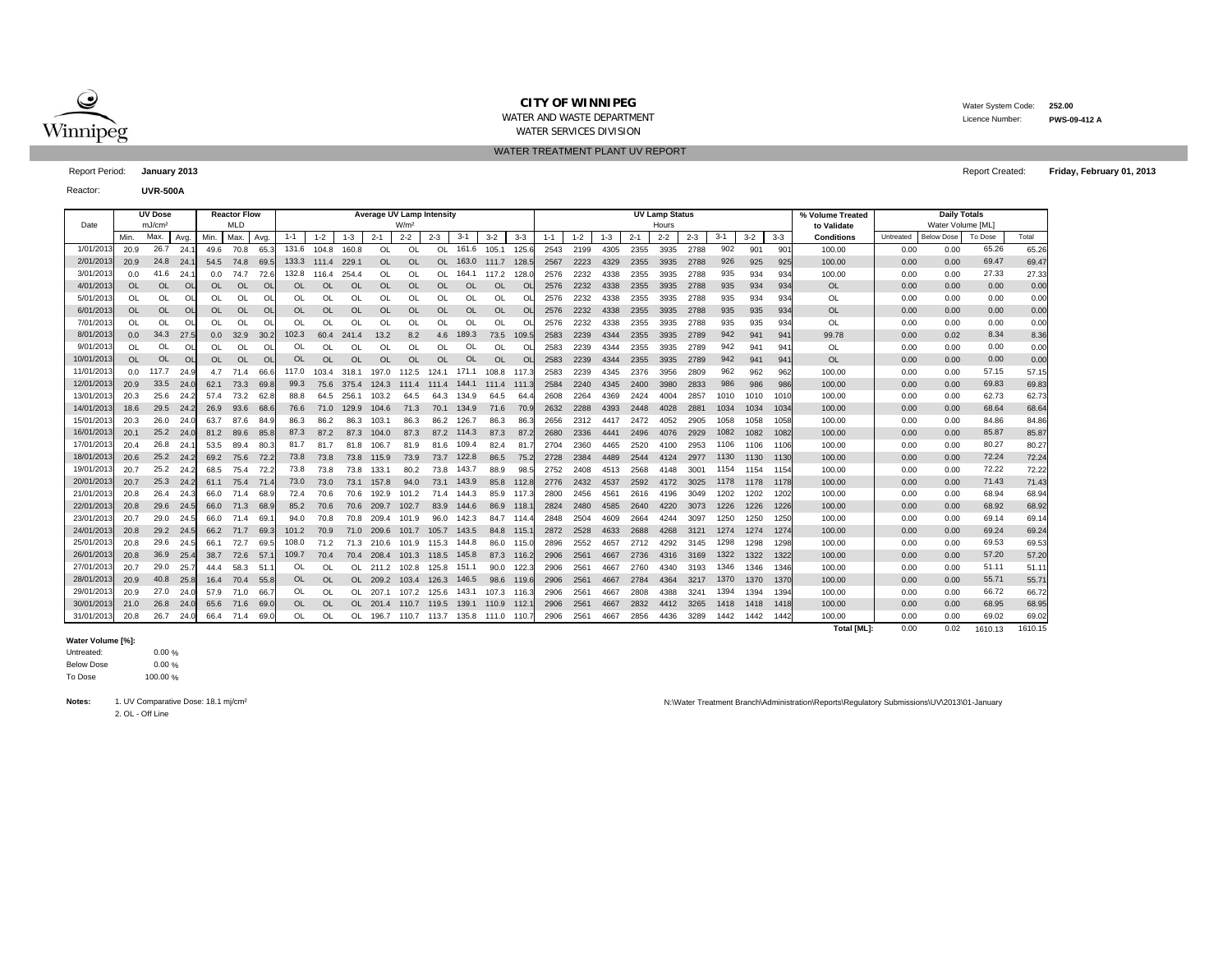**CITY OF WINNIPEG**

WATER AND WASTE DEPARTMENT

WATER SERVICES DIVISION

Water System Code: **252.00**

Licence Number: **PWS-09-412 A**

WATER TREATMENT PLANT UV REPORT

Report Period: **January 2013**

Report Created: **Friday, February 01, 2013**

Reactor: **UVR-500A**

| Date | UV Dose mJ/cm² | | | Reactor Flow MLD | | | Average UV Lamp Intensity W/m² | | | | | | | | | UV Lamp Status Hours | | | | | | | | | % Volume Treated to Validate | Daily Totals Water Volume [ML] | | | |
|---|---|---|---|---|---|---|---|---|---|---|---|---|---|---|---|---|---|---|---|---|---|---|---|---|---|---|---|---|---|
| | Min. | Max. | Avg. | Min. | Max. | Avg. | 1-1 | 1-2 | 1-3 | 2-1 | 2-2 | 2-3 | 3-1 | 3-2 | 3-3 | 1-1 | 1-2 | 1-3 | 2-1 | 2-2 | 2-3 | 3-1 | 3-2 | 3-3 | Conditions | Untreated | Below Dose | To Dose | Total |
| 1/01/2013 | 20.9 | 26.7 | 24.1 | 49.6 | 70.8 | 65.3 | 131.6 | 104.8 | 160.8 | OL | OL | OL | 161.6 | 105.1 | 125.6 | 2543 | 2199 | 4305 | 2355 | 3935 | 2788 | 902 | 901 | 901 | 100.00 | 0.00 | 0.00 | 65.26 | 65.26 |
| 2/01/2013 | 20.9 | 24.8 | 24.1 | 54.5 | 74.8 | 69.5 | 133.3 | 111.4 | 229.1 | OL | OL | OL | 163.0 | 111.7 | 128.5 | 2567 | 2223 | 4329 | 2355 | 3935 | 2788 | 926 | 925 | 925 | 100.00 | 0.00 | 0.00 | 69.47 | 69.47 |
| 3/01/2013 | 0.0 | 41.6 | 24.1 | 0.0 | 74.7 | 72.6 | 132.8 | 116.4 | 254.4 | OL | OL | OL | 164.1 | 117.2 | 128.0 | 2576 | 2232 | 4338 | 2355 | 3935 | 2788 | 935 | 934 | 934 | 100.00 | 0.00 | 0.00 | 27.33 | 27.33 |
| 4/01/2013 | OL | OL | OL | OL | OL | OL | OL | OL | OL | OL | OL | OL | OL | OL | OL | 2576 | 2232 | 4338 | 2355 | 3935 | 2788 | 935 | 934 | 934 | OL | 0.00 | 0.00 | 0.00 | 0.00 |
| 5/01/2013 | OL | OL | OL | OL | OL | OL | OL | OL | OL | OL | OL | OL | OL | OL | OL | 2576 | 2232 | 4338 | 2355 | 3935 | 2788 | 935 | 934 | 934 | OL | 0.00 | 0.00 | 0.00 | 0.00 |
| 6/01/2013 | OL | OL | OL | OL | OL | OL | OL | OL | OL | OL | OL | OL | OL | OL | OL | 2576 | 2232 | 4338 | 2355 | 3935 | 2788 | 935 | 935 | 934 | OL | 0.00 | 0.00 | 0.00 | 0.00 |
| 7/01/2013 | OL | OL | OL | OL | OL | OL | OL | OL | OL | OL | OL | OL | OL | OL | OL | 2576 | 2232 | 4338 | 2355 | 3935 | 2788 | 935 | 935 | 934 | OL | 0.00 | 0.00 | 0.00 | 0.00 |
| 8/01/2013 | 0.0 | 34.3 | 27.5 | 0.0 | 32.9 | 30.2 | 102.3 | 60.4 | 241.4 | 13.2 | 8.2 | 4.6 | 189.3 | 73.5 | 109.5 | 2583 | 2239 | 4344 | 2355 | 3935 | 2789 | 942 | 941 | 941 | 99.78 | 0.00 | 0.02 | 8.34 | 8.36 |
| 9/01/2013 | OL | OL | OL | OL | OL | OL | OL | OL | OL | OL | OL | OL | OL | OL | OL | 2583 | 2239 | 4344 | 2355 | 3935 | 2789 | 942 | 941 | 941 | OL | 0.00 | 0.00 | 0.00 | 0.00 |
| 10/01/2013 | OL | OL | OL | OL | OL | OL | OL | OL | OL | OL | OL | OL | OL | OL | OL | 2583 | 2239 | 4344 | 2355 | 3935 | 2789 | 942 | 941 | 941 | OL | 0.00 | 0.00 | 0.00 | 0.00 |
| 11/01/2013 | 0.0 | 117.7 | 24.9 | 4.7 | 71.4 | 66.6 | 117.0 | 103.4 | 318.1 | 197.0 | 112.5 | 124.1 | 171.1 | 108.8 | 117.3 | 2583 | 2239 | 4345 | 2376 | 3956 | 2809 | 962 | 962 | 962 | 100.00 | 0.00 | 0.00 | 57.15 | 57.15 |
| 12/01/2013 | 20.9 | 33.5 | 24.0 | 62.1 | 73.3 | 69.8 | 99.3 | 75.6 | 375.4 | 124.3 | 111.4 | 111.4 | 144.1 | 111.4 | 111.3 | 2584 | 2240 | 4345 | 2400 | 3980 | 2833 | 986 | 986 | 986 | 100.00 | 0.00 | 0.00 | 69.83 | 69.83 |
| 13/01/2013 | 20.3 | 25.6 | 24.2 | 57.4 | 73.2 | 62.8 | 88.8 | 64.5 | 256.1 | 103.2 | 64.5 | 64.3 | 134.9 | 64.5 | 64.4 | 2608 | 2264 | 4369 | 2424 | 4004 | 2857 | 1010 | 1010 | 1010 | 100.00 | 0.00 | 0.00 | 62.73 | 62.73 |
| 14/01/2013 | 18.6 | 29.5 | 24.2 | 26.9 | 93.6 | 68.6 | 76.6 | 71.0 | 129.9 | 104.6 | 71.3 | 70.1 | 134.9 | 71.6 | 70.9 | 2632 | 2288 | 4393 | 2448 | 4028 | 2881 | 1034 | 1034 | 1034 | 100.00 | 0.00 | 0.00 | 68.64 | 68.64 |
| 15/01/2013 | 20.3 | 26.0 | 24.0 | 63.7 | 87.6 | 84.9 | 86.3 | 86.2 | 86.3 | 103.1 | 86.3 | 86.2 | 126.7 | 86.3 | 86.3 | 2656 | 2312 | 4417 | 2472 | 4052 | 2905 | 1058 | 1058 | 1058 | 100.00 | 0.00 | 0.00 | 84.86 | 84.86 |
| 16/01/2013 | 20.1 | 25.2 | 24.0 | 81.2 | 89.6 | 85.8 | 87.3 | 87.2 | 87.3 | 104.0 | 87.3 | 87.2 | 114.3 | 87.3 | 87.2 | 2680 | 2336 | 4441 | 2496 | 4076 | 2929 | 1082 | 1082 | 1082 | 100.00 | 0.00 | 0.00 | 85.87 | 85.87 |
| 17/01/2013 | 20.4 | 26.8 | 24.1 | 53.5 | 89.4 | 80.3 | 81.7 | 81.7 | 81.8 | 106.7 | 81.9 | 81.6 | 109.4 | 82.4 | 81.7 | 2704 | 2360 | 4465 | 2520 | 4100 | 2953 | 1106 | 1106 | 1106 | 100.00 | 0.00 | 0.00 | 80.27 | 80.27 |
| 18/01/2013 | 20.6 | 25.2 | 24.2 | 69.2 | 75.6 | 72.2 | 73.8 | 73.8 | 73.8 | 115.9 | 73.9 | 73.7 | 122.8 | 86.5 | 75.2 | 2728 | 2384 | 4489 | 2544 | 4124 | 2977 | 1130 | 1130 | 1130 | 100.00 | 0.00 | 0.00 | 72.24 | 72.24 |
| 19/01/2013 | 20.7 | 25.2 | 24.2 | 68.5 | 75.4 | 72.2 | 73.8 | 73.8 | 73.8 | 133.1 | 80.2 | 73.8 | 143.7 | 88.9 | 98.5 | 2752 | 2408 | 4513 | 2568 | 4148 | 3001 | 1154 | 1154 | 1154 | 100.00 | 0.00 | 0.00 | 72.22 | 72.22 |
| 20/01/2013 | 20.7 | 25.3 | 24.2 | 61.1 | 75.4 | 71.4 | 73.0 | 73.0 | 73.1 | 157.8 | 94.0 | 73.1 | 143.9 | 85.8 | 112.8 | 2776 | 2432 | 4537 | 2592 | 4172 | 3025 | 1178 | 1178 | 1178 | 100.00 | 0.00 | 0.00 | 71.43 | 71.43 |
| 21/01/2013 | 20.8 | 26.4 | 24.3 | 66.0 | 71.4 | 68.9 | 72.4 | 70.6 | 70.6 | 192.9 | 101.2 | 71.4 | 144.3 | 85.9 | 117.3 | 2800 | 2456 | 4561 | 2616 | 4196 | 3049 | 1202 | 1202 | 1202 | 100.00 | 0.00 | 0.00 | 68.94 | 68.94 |
| 22/01/2013 | 20.8 | 29.6 | 24.5 | 66.0 | 71.3 | 68.9 | 85.2 | 70.6 | 70.6 | 209.7 | 102.7 | 83.9 | 144.6 | 86.9 | 118.1 | 2824 | 2480 | 4585 | 2640 | 4220 | 3073 | 1226 | 1226 | 1226 | 100.00 | 0.00 | 0.00 | 68.92 | 68.92 |
| 23/01/2013 | 20.7 | 29.0 | 24.5 | 66.0 | 71.4 | 69.1 | 94.0 | 70.8 | 70.8 | 209.4 | 101.9 | 96.0 | 142.3 | 84.7 | 114.4 | 2848 | 2504 | 4609 | 2664 | 4244 | 3097 | 1250 | 1250 | 1250 | 100.00 | 0.00 | 0.00 | 69.14 | 69.14 |
| 24/01/2013 | 20.8 | 29.2 | 24.5 | 66.2 | 71.7 | 69.3 | 101.2 | 70.9 | 71.0 | 209.6 | 101.7 | 105.7 | 143.5 | 84.8 | 115.1 | 2872 | 2528 | 4633 | 2688 | 4268 | 3121 | 1274 | 1274 | 1274 | 100.00 | 0.00 | 0.00 | 69.24 | 69.24 |
| 25/01/2013 | 20.8 | 29.6 | 24.5 | 66.1 | 72.7 | 69.5 | 108.0 | 71.2 | 71.3 | 210.6 | 101.9 | 115.3 | 144.8 | 86.0 | 115.0 | 2896 | 2552 | 4657 | 2712 | 4292 | 3145 | 1298 | 1298 | 1298 | 100.00 | 0.00 | 0.00 | 69.53 | 69.53 |
| 26/01/2013 | 20.8 | 36.9 | 25.4 | 38.7 | 72.6 | 57.1 | 109.7 | 70.4 | 70.4 | 208.4 | 101.3 | 118.5 | 145.8 | 87.3 | 116.2 | 2906 | 2561 | 4667 | 2736 | 4316 | 3169 | 1322 | 1322 | 1322 | 100.00 | 0.00 | 0.00 | 57.20 | 57.20 |
| 27/01/2013 | 20.7 | 29.0 | 25.7 | 44.4 | 58.3 | 51.1 | OL | OL | OL | 211.2 | 102.8 | 125.8 | 151.1 | 90.0 | 122.3 | 2906 | 2561 | 4667 | 2760 | 4340 | 3193 | 1346 | 1346 | 1346 | 100.00 | 0.00 | 0.00 | 51.11 | 51.11 |
| 28/01/2013 | 20.9 | 40.8 | 25.8 | 16.4 | 70.4 | 55.8 | OL | OL | OL | 209.2 | 103.4 | 126.3 | 146.5 | 98.6 | 119.6 | 2906 | 2561 | 4667 | 2784 | 4364 | 3217 | 1370 | 1370 | 1370 | 100.00 | 0.00 | 0.00 | 55.71 | 55.71 |
| 29/01/2013 | 20.9 | 27.0 | 24.0 | 57.9 | 71.0 | 66.7 | OL | OL | OL | 207.1 | 107.2 | 125.6 | 143.1 | 107.3 | 116.3 | 2906 | 2561 | 4667 | 2808 | 4388 | 3241 | 1394 | 1394 | 1394 | 100.00 | 0.00 | 0.00 | 66.72 | 66.72 |
| 30/01/2013 | 21.0 | 26.8 | 24.0 | 65.6 | 71.6 | 69.0 | OL | OL | OL | 201.4 | 110.7 | 119.5 | 139.1 | 110.9 | 112.1 | 2906 | 2561 | 4667 | 2832 | 4412 | 3265 | 1418 | 1418 | 1418 | 100.00 | 0.00 | 0.00 | 68.95 | 68.95 |
| 31/01/2013 | 20.8 | 26.7 | 24.0 | 66.4 | 71.4 | 69.0 | OL | OL | OL | 196.7 | 110.7 | 113.7 | 135.8 | 111.0 | 110.7 | 2906 | 2561 | 4667 | 2856 | 4436 | 3289 | 1442 | 1442 | 1442 | 100.00 | 0.00 | 0.00 | 69.02 | 69.02 |
| | | | | | | | | | | | | | | | | | | | | | | | | | **Total [ML]:** | 0.00 | 0.02 | 1610.13 | 1610.15 |

**Water Volume [%]:**

Untreated: 0.00 %

Below Dose 0.00 %

To Dose 100.00 %

**Notes:** 1. UV Comparative Dose: 18.1 mj/cm²

2. OL - Off Line

N:\Water Treatment Branch\Administration\Reports\Regulatory Submissions\UV\2013\01-January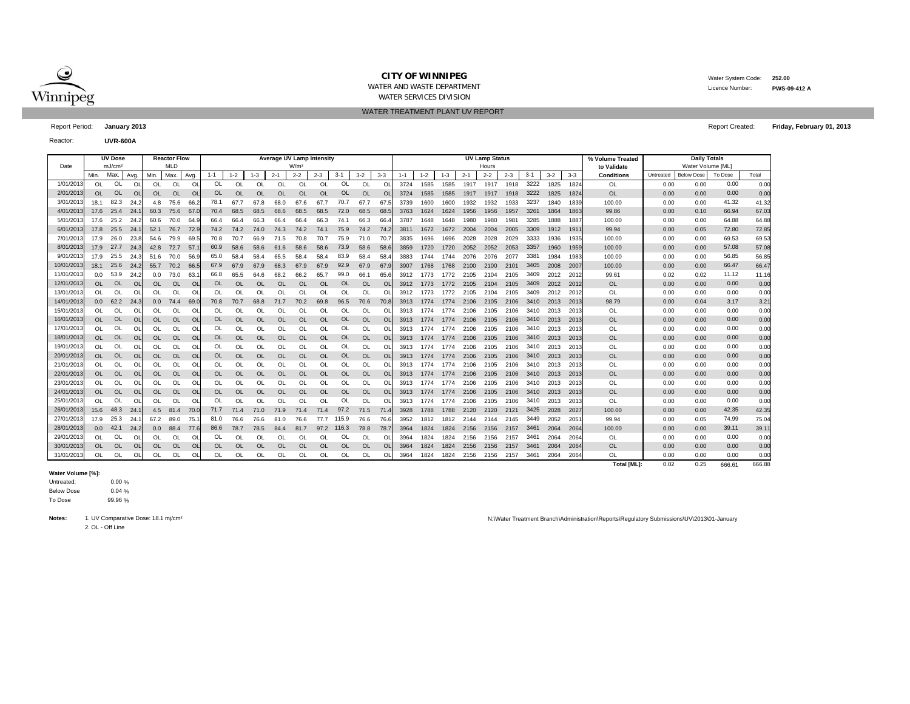**CITY OF WINNIPEG**

WATER AND WASTE DEPARTMENT

WATER SERVICES DIVISION

Water System Code: **252.00**

Licence Number: **PWS-09-412 A**

WATER TREATMENT PLANT UV REPORT

Report Period: **January 2013**

Report Created: **Friday, February 01, 2013**

Reactor: **UVR-600A**

| Date | UV Dose mJ/cm² | | | Reactor Flow MLD | | | Average UV Lamp Intensity W/m² | | | | | | | | | UV Lamp Status Hours | | | | | | | | | % Volume Treated to Validate | Daily Totals Water Volume [ML] | | | |
|---|---|---|---|---|---|---|---|---|---|---|---|---|---|---|---|---|---|---|---|---|---|---|---|---|---|---|---|---|---|
| | Min. | Max. | Avg. | Min. | Max. | Avg. | 1-1 | 1-2 | 1-3 | 2-1 | 2-2 | 2-3 | 3-1 | 3-2 | 3-3 | 1-1 | 1-2 | 1-3 | 2-1 | 2-2 | 2-3 | 3-1 | 3-2 | 3-3 | Conditions | Untreated | Below Dose | To Dose | Total |
| 1/01/2013 | OL | OL | OL | OL | OL | OL | OL | OL | OL | OL | OL | OL | OL | OL | OL | 3724 | 1585 | 1585 | 1917 | 1917 | 1918 | 3222 | 1825 | 1824 | OL | 0.00 | 0.00 | 0.00 | 0.00 |
| 2/01/2013 | OL | OL | OL | OL | OL | OL | OL | OL | OL | OL | OL | OL | OL | OL | OL | 3724 | 1585 | 1585 | 1917 | 1917 | 1918 | 3222 | 1825 | 1824 | OL | 0.00 | 0.00 | 0.00 | 0.00 |
| 3/01/2013 | 18.1 | 82.3 | 24.2 | 4.8 | 75.6 | 66.2 | 78.1 | 67.7 | 67.8 | 68.0 | 67.6 | 67.7 | 70.7 | 67.7 | 67.5 | 3739 | 1600 | 1600 | 1932 | 1932 | 1933 | 3237 | 1840 | 1839 | 100.00 | 0.00 | 0.00 | 41.32 | 41.32 |
| 4/01/2013 | 17.6 | 25.4 | 24.1 | 60.3 | 75.6 | 67.0 | 70.4 | 68.5 | 68.5 | 68.6 | 68.5 | 68.5 | 72.0 | 68.5 | 68.5 | 3763 | 1624 | 1624 | 1956 | 1956 | 1957 | 3261 | 1864 | 1863 | 99.86 | 0.00 | 0.10 | 66.94 | 67.03 |
| 5/01/2013 | 17.6 | 25.2 | 24.2 | 60.6 | 70.0 | 64.9 | 66.4 | 66.4 | 66.3 | 66.4 | 66.4 | 66.3 | 74.1 | 66.3 | 66.4 | 3787 | 1648 | 1648 | 1980 | 1980 | 1981 | 3285 | 1888 | 1887 | 100.00 | 0.00 | 0.00 | 64.88 | 64.88 |
| 6/01/2013 | 17.8 | 25.5 | 24.1 | 52.1 | 76.7 | 72.9 | 74.2 | 74.2 | 74.0 | 74.3 | 74.2 | 74.1 | 75.9 | 74.2 | 74.2 | 3811 | 1672 | 1672 | 2004 | 2004 | 2005 | 3309 | 1912 | 1911 | 99.94 | 0.00 | 0.05 | 72.80 | 72.85 |
| 7/01/2013 | 17.9 | 26.0 | 23.8 | 54.6 | 79.9 | 69.5 | 70.8 | 70.7 | 66.9 | 71.5 | 70.8 | 70.7 | 75.9 | 71.0 | 70.7 | 3835 | 1696 | 1696 | 2028 | 2028 | 2029 | 3333 | 1936 | 1935 | 100.00 | 0.00 | 0.00 | 69.53 | 69.53 |
| 8/01/2013 | 17.9 | 27.7 | 24.3 | 42.8 | 72.7 | 57.1 | 60.9 | 58.6 | 58.6 | 61.6 | 58.6 | 58.6 | 73.9 | 58.6 | 58.6 | 3859 | 1720 | 1720 | 2052 | 2052 | 2053 | 3357 | 1960 | 1959 | 100.00 | 0.00 | 0.00 | 57.08 | 57.08 |
| 9/01/2013 | 17.9 | 25.5 | 24.3 | 51.6 | 70.0 | 56.9 | 65.0 | 58.4 | 58.4 | 65.5 | 58.4 | 58.4 | 83.9 | 58.4 | 58.4 | 3883 | 1744 | 1744 | 2076 | 2076 | 2077 | 3381 | 1984 | 1983 | 100.00 | 0.00 | 0.00 | 56.85 | 56.85 |
| 10/01/2013 | 18.1 | 25.6 | 24.2 | 55.7 | 70.2 | 66.5 | 67.9 | 67.9 | 67.9 | 68.3 | 67.9 | 67.9 | 92.9 | 67.9 | 67.9 | 3907 | 1768 | 1768 | 2100 | 2100 | 2101 | 3405 | 2008 | 2007 | 100.00 | 0.00 | 0.00 | 66.47 | 66.47 |
| 11/01/2013 | 0.0 | 53.9 | 24.2 | 0.0 | 73.0 | 63.1 | 66.8 | 65.5 | 64.6 | 68.2 | 66.2 | 65.7 | 99.0 | 66.1 | 65.6 | 3912 | 1773 | 1772 | 2105 | 2104 | 2105 | 3409 | 2012 | 2012 | 99.61 | 0.02 | 0.02 | 11.12 | 11.16 |
| 12/01/2013 | OL | OL | OL | OL | OL | OL | OL | OL | OL | OL | OL | OL | OL | OL | OL | 3912 | 1773 | 1772 | 2105 | 2104 | 2105 | 3409 | 2012 | 2012 | OL | 0.00 | 0.00 | 0.00 | 0.00 |
| 13/01/2013 | OL | OL | OL | OL | OL | OL | OL | OL | OL | OL | OL | OL | OL | OL | OL | 3912 | 1773 | 1772 | 2105 | 2104 | 2105 | 3409 | 2012 | 2012 | OL | 0.00 | 0.00 | 0.00 | 0.00 |
| 14/01/2013 | 0.0 | 62.2 | 24.3 | 0.0 | 74.4 | 69.0 | 70.8 | 70.7 | 68.8 | 71.7 | 70.2 | 69.8 | 96.5 | 70.6 | 70.8 | 3913 | 1774 | 1774 | 2106 | 2105 | 2106 | 3410 | 2013 | 2013 | 98.79 | 0.00 | 0.04 | 3.17 | 3.21 |
| 15/01/2013 | OL | OL | OL | OL | OL | OL | OL | OL | OL | OL | OL | OL | OL | OL | OL | 3913 | 1774 | 1774 | 2106 | 2105 | 2106 | 3410 | 2013 | 2013 | OL | 0.00 | 0.00 | 0.00 | 0.00 |
| 16/01/2013 | OL | OL | OL | OL | OL | OL | OL | OL | OL | OL | OL | OL | OL | OL | OL | 3913 | 1774 | 1774 | 2106 | 2105 | 2106 | 3410 | 2013 | 2013 | OL | 0.00 | 0.00 | 0.00 | 0.00 |
| 17/01/2013 | OL | OL | OL | OL | OL | OL | OL | OL | OL | OL | OL | OL | OL | OL | OL | 3913 | 1774 | 1774 | 2106 | 2105 | 2106 | 3410 | 2013 | 2013 | OL | 0.00 | 0.00 | 0.00 | 0.00 |
| 18/01/2013 | OL | OL | OL | OL | OL | OL | OL | OL | OL | OL | OL | OL | OL | OL | OL | 3913 | 1774 | 1774 | 2106 | 2105 | 2106 | 3410 | 2013 | 2013 | OL | 0.00 | 0.00 | 0.00 | 0.00 |
| 19/01/2013 | OL | OL | OL | OL | OL | OL | OL | OL | OL | OL | OL | OL | OL | OL | OL | 3913 | 1774 | 1774 | 2106 | 2105 | 2106 | 3410 | 2013 | 2013 | OL | 0.00 | 0.00 | 0.00 | 0.00 |
| 20/01/2013 | OL | OL | OL | OL | OL | OL | OL | OL | OL | OL | OL | OL | OL | OL | OL | 3913 | 1774 | 1774 | 2106 | 2105 | 2106 | 3410 | 2013 | 2013 | OL | 0.00 | 0.00 | 0.00 | 0.00 |
| 21/01/2013 | OL | OL | OL | OL | OL | OL | OL | OL | OL | OL | OL | OL | OL | OL | OL | 3913 | 1774 | 1774 | 2106 | 2105 | 2106 | 3410 | 2013 | 2013 | OL | 0.00 | 0.00 | 0.00 | 0.00 |
| 22/01/2013 | OL | OL | OL | OL | OL | OL | OL | OL | OL | OL | OL | OL | OL | OL | OL | 3913 | 1774 | 1774 | 2106 | 2105 | 2106 | 3410 | 2013 | 2013 | OL | 0.00 | 0.00 | 0.00 | 0.00 |
| 23/01/2013 | OL | OL | OL | OL | OL | OL | OL | OL | OL | OL | OL | OL | OL | OL | OL | 3913 | 1774 | 1774 | 2106 | 2105 | 2106 | 3410 | 2013 | 2013 | OL | 0.00 | 0.00 | 0.00 | 0.00 |
| 24/01/2013 | OL | OL | OL | OL | OL | OL | OL | OL | OL | OL | OL | OL | OL | OL | OL | 3913 | 1774 | 1774 | 2106 | 2105 | 2106 | 3410 | 2013 | 2013 | OL | 0.00 | 0.00 | 0.00 | 0.00 |
| 25/01/2013 | OL | OL | OL | OL | OL | OL | OL | OL | OL | OL | OL | OL | OL | OL | OL | 3913 | 1774 | 1774 | 2106 | 2105 | 2106 | 3410 | 2013 | 2013 | OL | 0.00 | 0.00 | 0.00 | 0.00 |
| 26/01/2013 | 15.6 | 48.3 | 24.1 | 4.5 | 81.4 | 70.0 | 71.7 | 71.4 | 71.0 | 71.9 | 71.4 | 71.4 | 97.2 | 71.5 | 71.4 | 3928 | 1788 | 1788 | 2120 | 2120 | 2121 | 3425 | 2028 | 2027 | 100.00 | 0.00 | 0.00 | 42.35 | 42.35 |
| 27/01/2013 | 17.9 | 25.3 | 24.1 | 67.2 | 89.0 | 75.1 | 81.0 | 76.6 | 76.6 | 81.0 | 76.6 | 77.7 | 115.9 | 76.6 | 76.6 | 3952 | 1812 | 1812 | 2144 | 2144 | 2145 | 3449 | 2052 | 2051 | 99.94 | 0.00 | 0.05 | 74.99 | 75.04 |
| 28/01/2013 | 0.0 | 42.1 | 24.2 | 0.0 | 88.4 | 77.6 | 86.6 | 78.7 | 78.5 | 84.4 | 81.7 | 97.2 | 116.3 | 78.8 | 78.7 | 3964 | 1824 | 1824 | 2156 | 2156 | 2157 | 3461 | 2064 | 2064 | 100.00 | 0.00 | 0.00 | 39.11 | 39.11 |
| 29/01/2013 | OL | OL | OL | OL | OL | OL | OL | OL | OL | OL | OL | OL | OL | OL | OL | 3964 | 1824 | 1824 | 2156 | 2156 | 2157 | 3461 | 2064 | 2064 | OL | 0.00 | 0.00 | 0.00 | 0.00 |
| 30/01/2013 | OL | OL | OL | OL | OL | OL | OL | OL | OL | OL | OL | OL | OL | OL | OL | 3964 | 1824 | 1824 | 2156 | 2156 | 2157 | 3461 | 2064 | 2064 | OL | 0.00 | 0.00 | 0.00 | 0.00 |
| 31/01/2013 | OL | OL | OL | OL | OL | OL | OL | OL | OL | OL | OL | OL | OL | OL | OL | 3964 | 1824 | 1824 | 2156 | 2156 | 2157 | 3461 | 2064 | 2064 | OL | 0.00 | 0.00 | 0.00 | 0.00 |
| | | | | | | | | | | | | | | | | | | | | | | | | | Total [ML]: | 0.02 | 0.25 | 666.61 | 666.88 |

**Water Volume [%]:**

Untreated: 0.00 %

Below Dose 0.04 %

To Dose 99.96 %

**Notes:** 1. UV Comparative Dose: 18.1 mj/cm²

2. OL - Off Line

N:\Water Treatment Branch\Administration\Reports\Regulatory Submissions\UV\2013\01-January